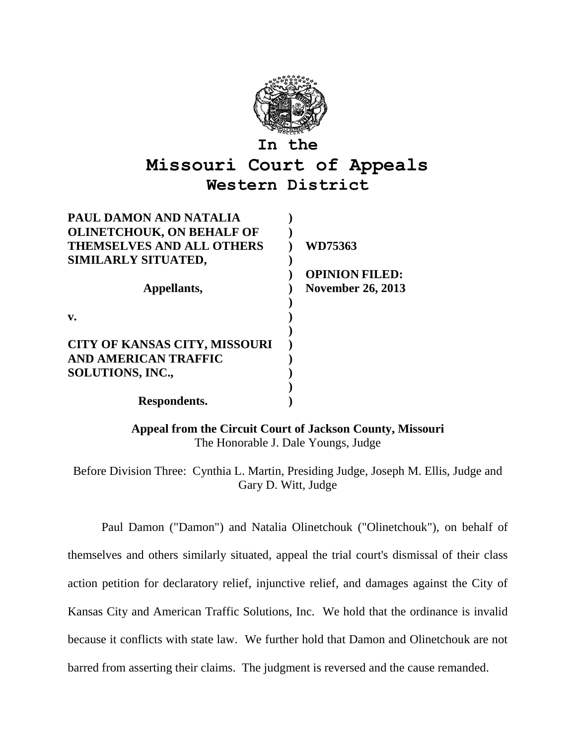# In the
# Missouri Court of Appeals
## Western District

| | |
|---|---|
| **PAUL DAMON AND NATALIA OLINETCHOUK, ON BEHALF OF THEMSELVES AND ALL OTHERS SIMILARLY SITUATED,** | **WD75363** |
| **Appellants,** | **OPINION FILED: November 26, 2013** |
| **v.** | |
| **CITY OF KANSAS CITY, MISSOURI AND AMERICAN TRAFFIC SOLUTIONS, INC.,** | |
| **Respondents.** | |

**Appeal from the Circuit Court of Jackson County, Missouri**
The Honorable J. Dale Youngs, Judge

Before Division Three: Cynthia L. Martin, Presiding Judge, Joseph M. Ellis, Judge and Gary D. Witt, Judge

Paul Damon ("Damon") and Natalia Olinetchouk ("Olinetchouk"), on behalf of themselves and others similarly situated, appeal the trial court's dismissal of their class action petition for declaratory relief, injunctive relief, and damages against the City of Kansas City and American Traffic Solutions, Inc. We hold that the ordinance is invalid because it conflicts with state law. We further hold that Damon and Olinetchouk are not barred from asserting their claims. The judgment is reversed and the cause remanded.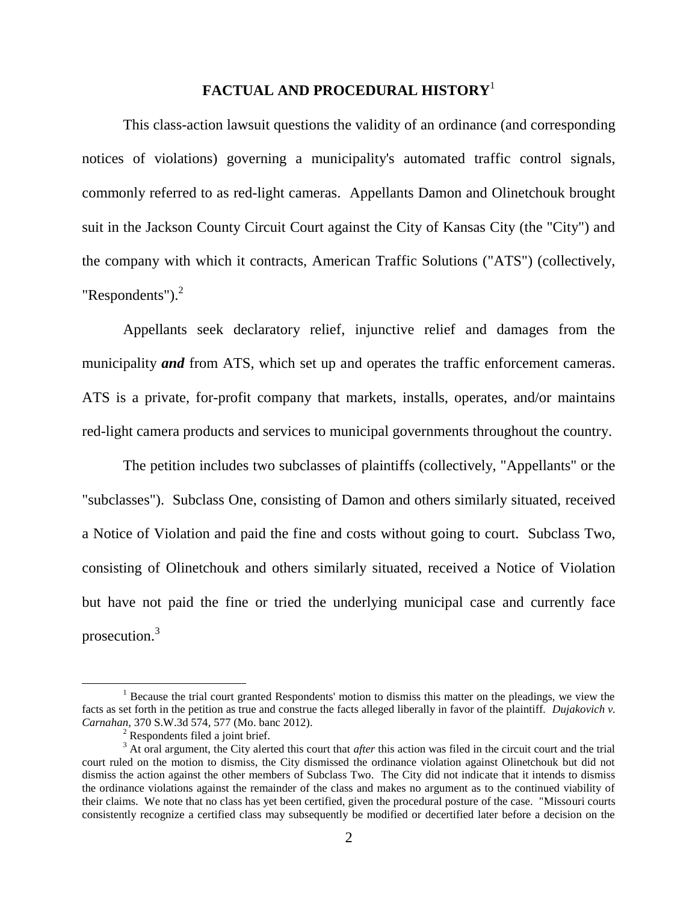## FACTUAL AND PROCEDURAL HISTORY[1]

This class-action lawsuit questions the validity of an ordinance (and corresponding notices of violations) governing a municipality's automated traffic control signals, commonly referred to as red-light cameras. Appellants Damon and Olinetchouk brought suit in the Jackson County Circuit Court against the City of Kansas City (the "City") and the company with which it contracts, American Traffic Solutions ("ATS") (collectively, "Respondents").[2]

Appellants seek declaratory relief, injunctive relief and damages from the municipality ***and*** from ATS, which set up and operates the traffic enforcement cameras. ATS is a private, for-profit company that markets, installs, operates, and/or maintains red-light camera products and services to municipal governments throughout the country.

The petition includes two subclasses of plaintiffs (collectively, "Appellants" or the "subclasses"). Subclass One, consisting of Damon and others similarly situated, received a Notice of Violation and paid the fine and costs without going to court. Subclass Two, consisting of Olinetchouk and others similarly situated, received a Notice of Violation but have not paid the fine or tried the underlying municipal case and currently face prosecution.[3]

---

[1] Because the trial court granted Respondents' motion to dismiss this matter on the pleadings, we view the facts as set forth in the petition as true and construe the facts alleged liberally in favor of the plaintiff. *Dujakovich v. Carnahan*, 370 S.W.3d 574, 577 (Mo. banc 2012).

[2] Respondents filed a joint brief.

[3] At oral argument, the City alerted this court that *after* this action was filed in the circuit court and the trial court ruled on the motion to dismiss, the City dismissed the ordinance violation against Olinetchouk but did not dismiss the action against the other members of Subclass Two. The City did not indicate that it intends to dismiss the ordinance violations against the remainder of the class and makes no argument as to the continued viability of their claims. We note that no class has yet been certified, given the procedural posture of the case. "Missouri courts consistently recognize a certified class may subsequently be modified or decertified later before a decision on the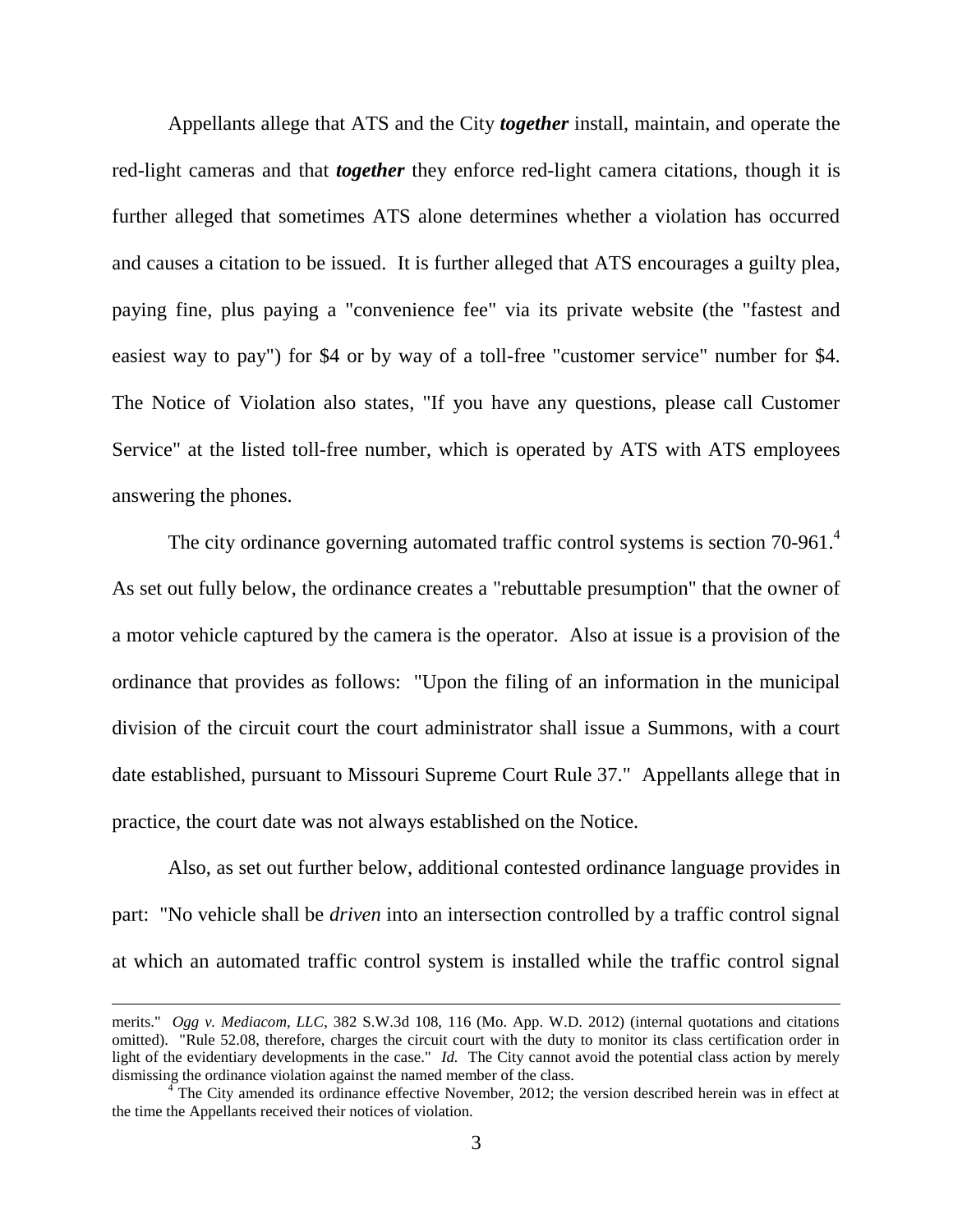Appellants allege that ATS and the City ***together*** install, maintain, and operate the red-light cameras and that ***together*** they enforce red-light camera citations, though it is further alleged that sometimes ATS alone determines whether a violation has occurred and causes a citation to be issued. It is further alleged that ATS encourages a guilty plea, paying fine, plus paying a "convenience fee" via its private website (the "fastest and easiest way to pay") for $4 or by way of a toll-free "customer service" number for $4. The Notice of Violation also states, "If you have any questions, please call Customer Service" at the listed toll-free number, which is operated by ATS with ATS employees answering the phones.

The city ordinance governing automated traffic control systems is section 70-961.[4] As set out fully below, the ordinance creates a "rebuttable presumption" that the owner of a motor vehicle captured by the camera is the operator. Also at issue is a provision of the ordinance that provides as follows: "Upon the filing of an information in the municipal division of the circuit court the court administrator shall issue a Summons, with a court date established, pursuant to Missouri Supreme Court Rule 37." Appellants allege that in practice, the court date was not always established on the Notice.

Also, as set out further below, additional contested ordinance language provides in part: "No vehicle shall be *driven* into an intersection controlled by a traffic control signal at which an automated traffic control system is installed while the traffic control signal

---

merits." *Ogg v. Mediacom, LLC*, 382 S.W.3d 108, 116 (Mo. App. W.D. 2012) (internal quotations and citations omitted). "Rule 52.08, therefore, charges the circuit court with the duty to monitor its class certification order in light of the evidentiary developments in the case." *Id.* The City cannot avoid the potential class action by merely dismissing the ordinance violation against the named member of the class.

[4] The City amended its ordinance effective November, 2012; the version described herein was in effect at the time the Appellants received their notices of violation.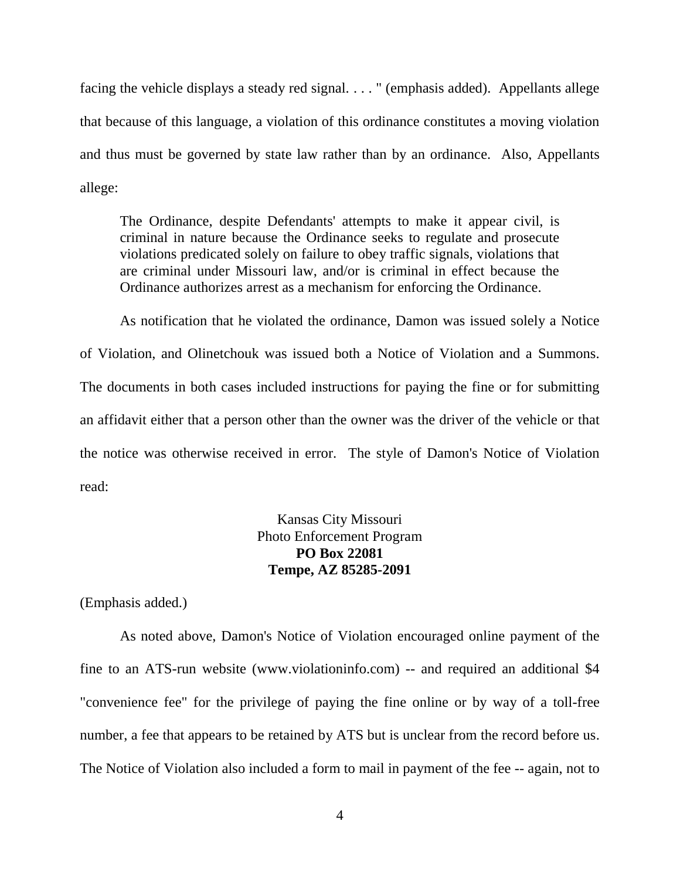facing the vehicle displays a steady red signal. . . . " (emphasis added). Appellants allege that because of this language, a violation of this ordinance constitutes a moving violation and thus must be governed by state law rather than by an ordinance. Also, Appellants allege:

> The Ordinance, despite Defendants' attempts to make it appear civil, is criminal in nature because the Ordinance seeks to regulate and prosecute violations predicated solely on failure to obey traffic signals, violations that are criminal under Missouri law, and/or is criminal in effect because the Ordinance authorizes arrest as a mechanism for enforcing the Ordinance.

As notification that he violated the ordinance, Damon was issued solely a Notice of Violation, and Olinetchouk was issued both a Notice of Violation and a Summons. The documents in both cases included instructions for paying the fine or for submitting an affidavit either that a person other than the owner was the driver of the vehicle or that the notice was otherwise received in error. The style of Damon's Notice of Violation read:

Kansas City Missouri
Photo Enforcement Program
**PO Box 22081**
**Tempe, AZ 85285-2091**

(Emphasis added.)

As noted above, Damon's Notice of Violation encouraged online payment of the fine to an ATS-run website (www.violationinfo.com) -- and required an additional $4 "convenience fee" for the privilege of paying the fine online or by way of a toll-free number, a fee that appears to be retained by ATS but is unclear from the record before us. The Notice of Violation also included a form to mail in payment of the fee -- again, not to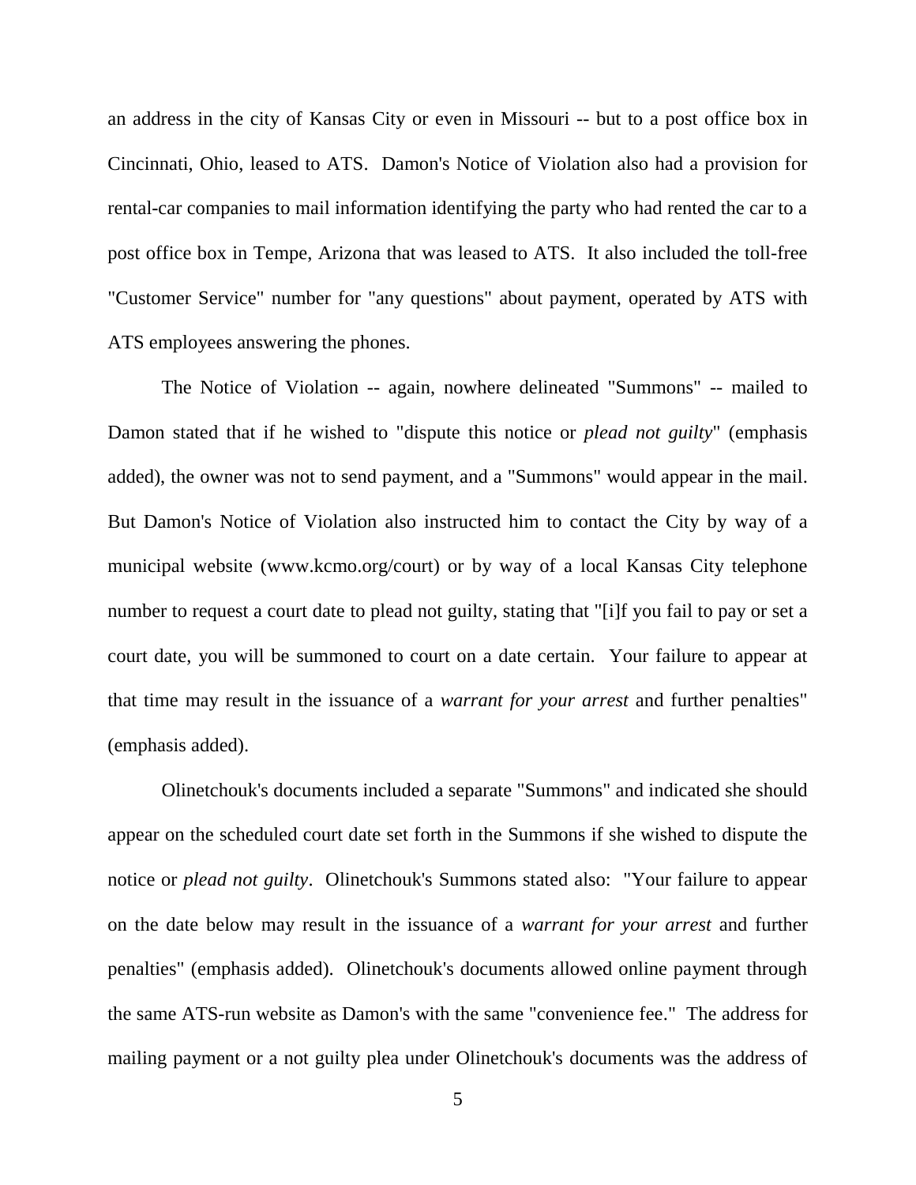an address in the city of Kansas City or even in Missouri -- but to a post office box in Cincinnati, Ohio, leased to ATS. Damon's Notice of Violation also had a provision for rental-car companies to mail information identifying the party who had rented the car to a post office box in Tempe, Arizona that was leased to ATS. It also included the toll-free "Customer Service" number for "any questions" about payment, operated by ATS with ATS employees answering the phones.

The Notice of Violation -- again, nowhere delineated "Summons" -- mailed to Damon stated that if he wished to "dispute this notice or *plead not guilty*" (emphasis added), the owner was not to send payment, and a "Summons" would appear in the mail. But Damon's Notice of Violation also instructed him to contact the City by way of a municipal website (www.kcmo.org/court) or by way of a local Kansas City telephone number to request a court date to plead not guilty, stating that "[i]f you fail to pay or set a court date, you will be summoned to court on a date certain. Your failure to appear at that time may result in the issuance of a *warrant for your arrest* and further penalties" (emphasis added).

Olinetchouk's documents included a separate "Summons" and indicated she should appear on the scheduled court date set forth in the Summons if she wished to dispute the notice or *plead not guilty*. Olinetchouk's Summons stated also: "Your failure to appear on the date below may result in the issuance of a *warrant for your arrest* and further penalties" (emphasis added). Olinetchouk's documents allowed online payment through the same ATS-run website as Damon's with the same "convenience fee." The address for mailing payment or a not guilty plea under Olinetchouk's documents was the address of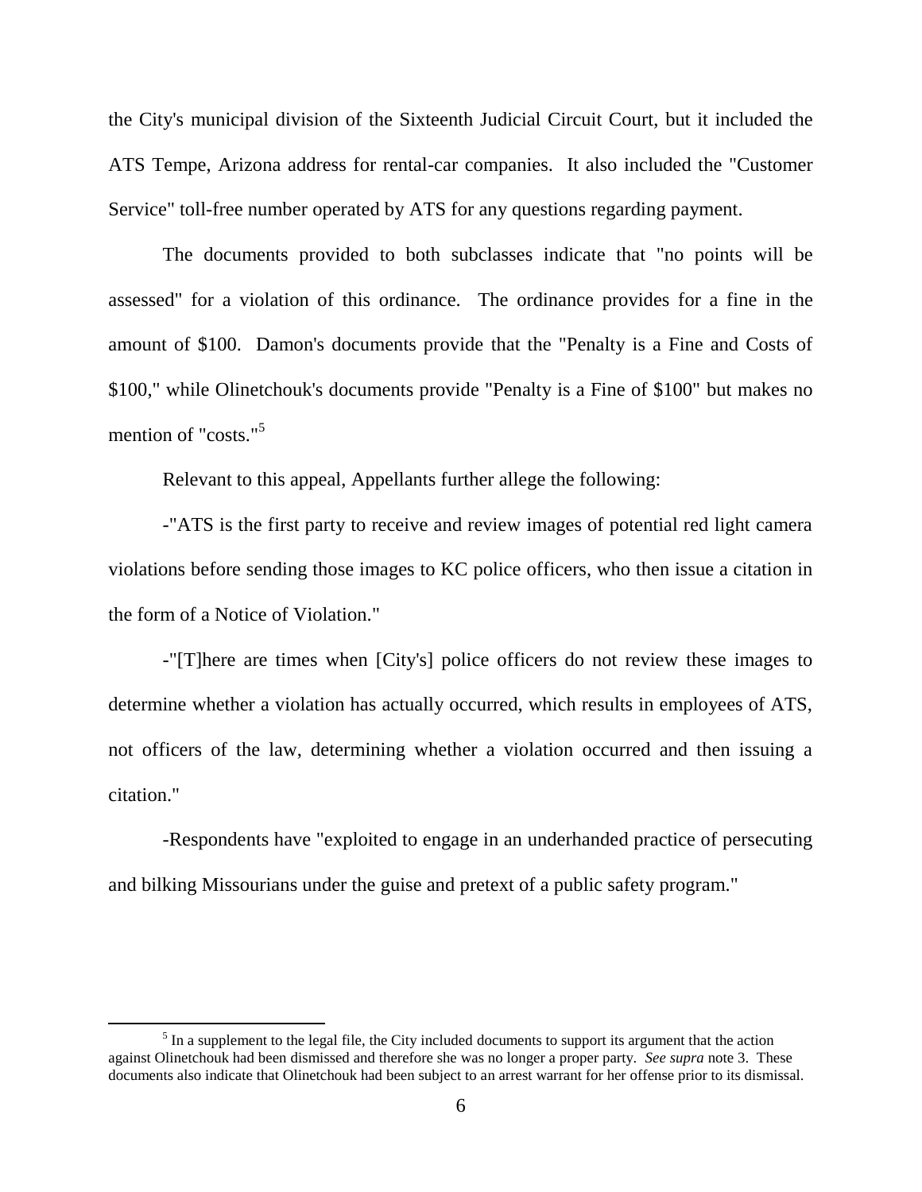the City's municipal division of the Sixteenth Judicial Circuit Court, but it included the ATS Tempe, Arizona address for rental-car companies. It also included the "Customer Service" toll-free number operated by ATS for any questions regarding payment.

The documents provided to both subclasses indicate that "no points will be assessed" for a violation of this ordinance. The ordinance provides for a fine in the amount of $100. Damon's documents provide that the "Penalty is a Fine and Costs of $100," while Olinetchouk's documents provide "Penalty is a Fine of $100" but makes no mention of "costs."[5]

Relevant to this appeal, Appellants further allege the following:

-"ATS is the first party to receive and review images of potential red light camera violations before sending those images to KC police officers, who then issue a citation in the form of a Notice of Violation."

-"[T]here are times when [City's] police officers do not review these images to determine whether a violation has actually occurred, which results in employees of ATS, not officers of the law, determining whether a violation occurred and then issuing a citation."

-Respondents have "exploited to engage in an underhanded practice of persecuting and bilking Missourians under the guise and pretext of a public safety program."

---

[5] In a supplement to the legal file, the City included documents to support its argument that the action against Olinetchouk had been dismissed and therefore she was no longer a proper party. *See supra* note 3. These documents also indicate that Olinetchouk had been subject to an arrest warrant for her offense prior to its dismissal.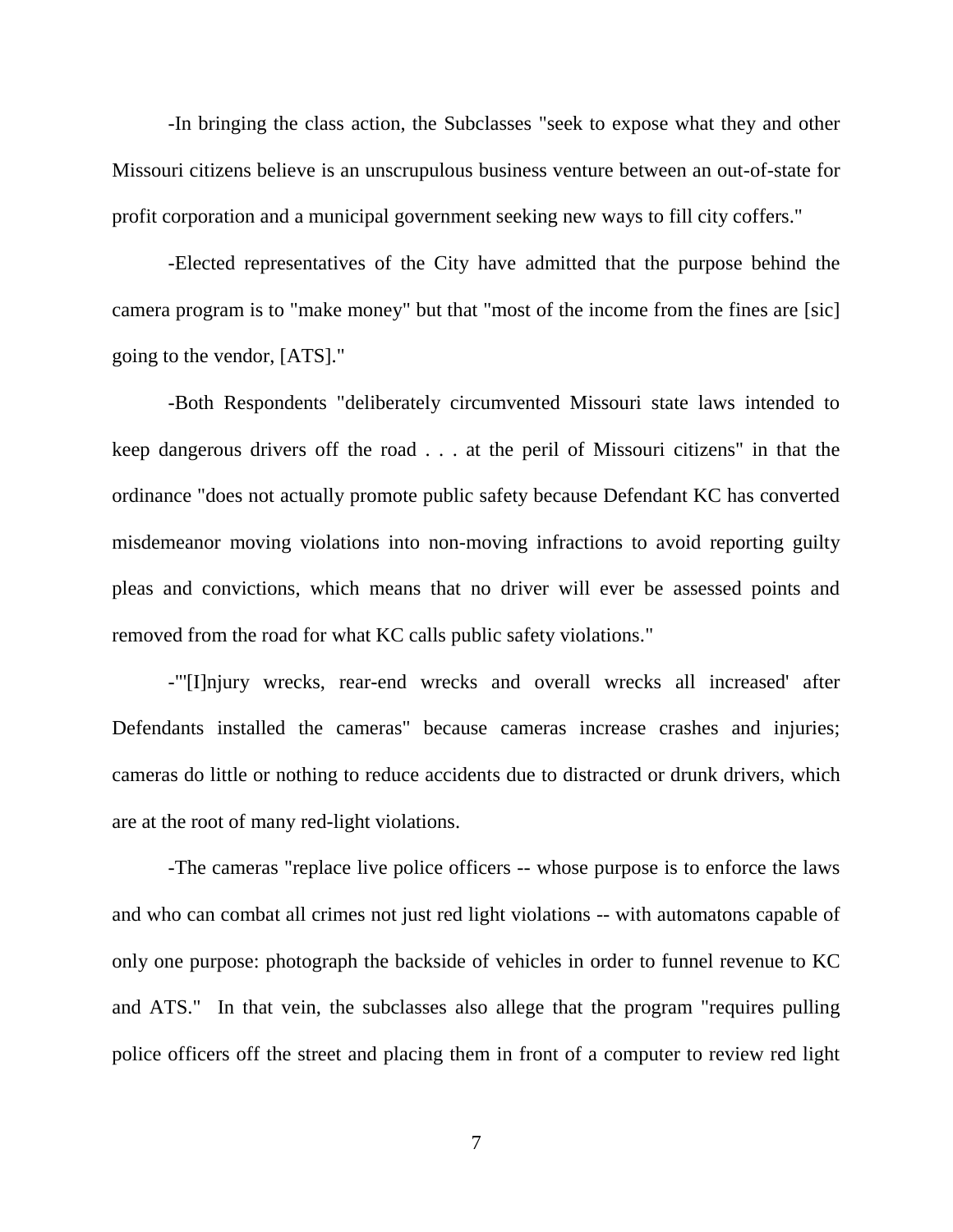-In bringing the class action, the Subclasses "seek to expose what they and other Missouri citizens believe is an unscrupulous business venture between an out-of-state for profit corporation and a municipal government seeking new ways to fill city coffers."

-Elected representatives of the City have admitted that the purpose behind the camera program is to "make money" but that "most of the income from the fines are [sic] going to the vendor, [ATS]."

-Both Respondents "deliberately circumvented Missouri state laws intended to keep dangerous drivers off the road . . . at the peril of Missouri citizens" in that the ordinance "does not actually promote public safety because Defendant KC has converted misdemeanor moving violations into non-moving infractions to avoid reporting guilty pleas and convictions, which means that no driver will ever be assessed points and removed from the road for what KC calls public safety violations."

-"'[I]njury wrecks, rear-end wrecks and overall wrecks all increased' after Defendants installed the cameras" because cameras increase crashes and injuries; cameras do little or nothing to reduce accidents due to distracted or drunk drivers, which are at the root of many red-light violations.

-The cameras "replace live police officers -- whose purpose is to enforce the laws and who can combat all crimes not just red light violations -- with automatons capable of only one purpose: photograph the backside of vehicles in order to funnel revenue to KC and ATS." In that vein, the subclasses also allege that the program "requires pulling police officers off the street and placing them in front of a computer to review red light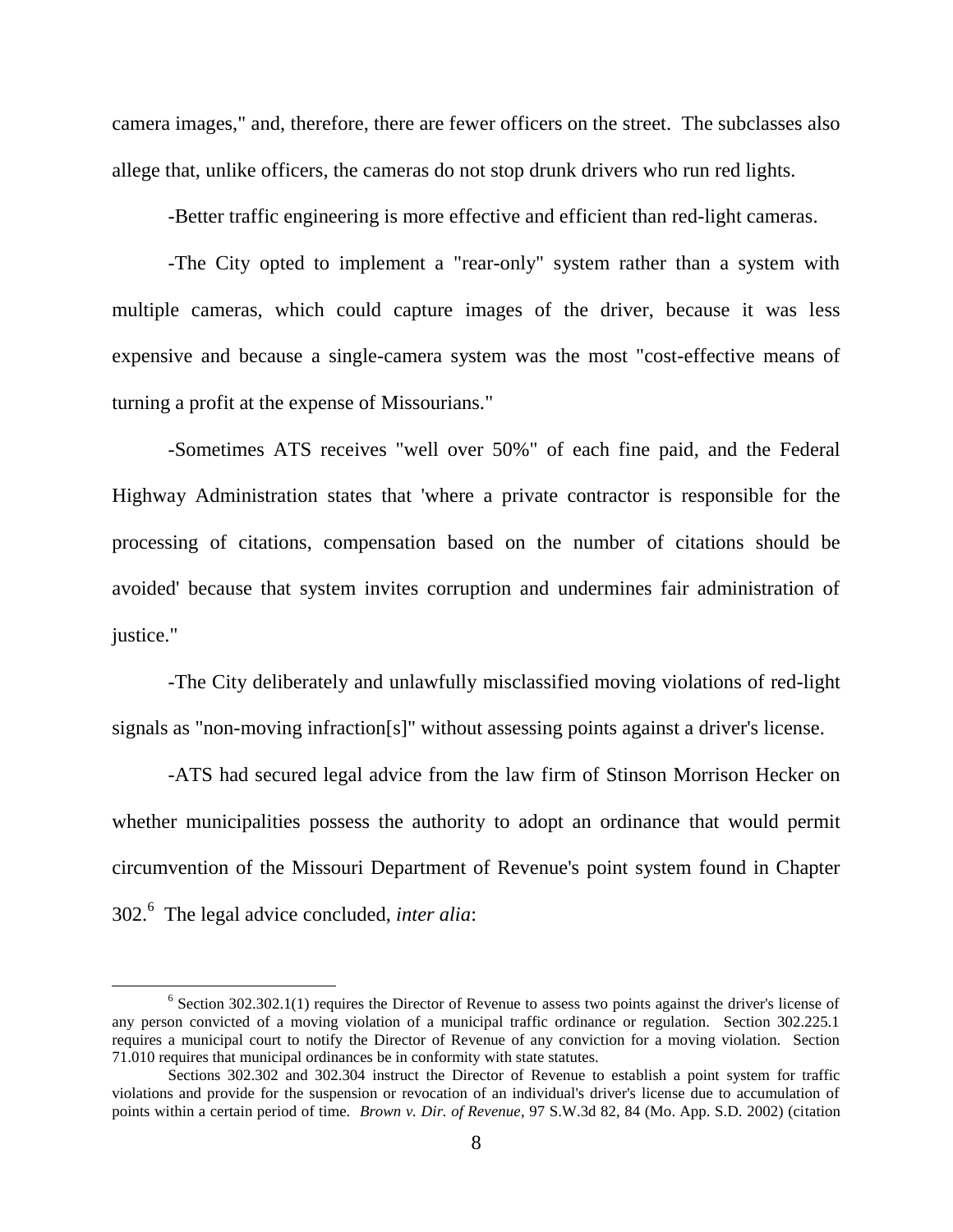camera images," and, therefore, there are fewer officers on the street. The subclasses also allege that, unlike officers, the cameras do not stop drunk drivers who run red lights.

-Better traffic engineering is more effective and efficient than red-light cameras.

-The City opted to implement a "rear-only" system rather than a system with multiple cameras, which could capture images of the driver, because it was less expensive and because a single-camera system was the most "cost-effective means of turning a profit at the expense of Missourians."

-Sometimes ATS receives "well over 50%" of each fine paid, and the Federal Highway Administration states that 'where a private contractor is responsible for the processing of citations, compensation based on the number of citations should be avoided' because that system invites corruption and undermines fair administration of justice."

-The City deliberately and unlawfully misclassified moving violations of red-light signals as "non-moving infraction[s]" without assessing points against a driver's license.

-ATS had secured legal advice from the law firm of Stinson Morrison Hecker on whether municipalities possess the authority to adopt an ordinance that would permit circumvention of the Missouri Department of Revenue's point system found in Chapter 302.[6] The legal advice concluded, *inter alia*:

---

[6] Section 302.302.1(1) requires the Director of Revenue to assess two points against the driver's license of any person convicted of a moving violation of a municipal traffic ordinance or regulation. Section 302.225.1 requires a municipal court to notify the Director of Revenue of any conviction for a moving violation. Section 71.010 requires that municipal ordinances be in conformity with state statutes.

Sections 302.302 and 302.304 instruct the Director of Revenue to establish a point system for traffic violations and provide for the suspension or revocation of an individual's driver's license due to accumulation of points within a certain period of time. *Brown v. Dir. of Revenue*, 97 S.W.3d 82, 84 (Mo. App. S.D. 2002) (citation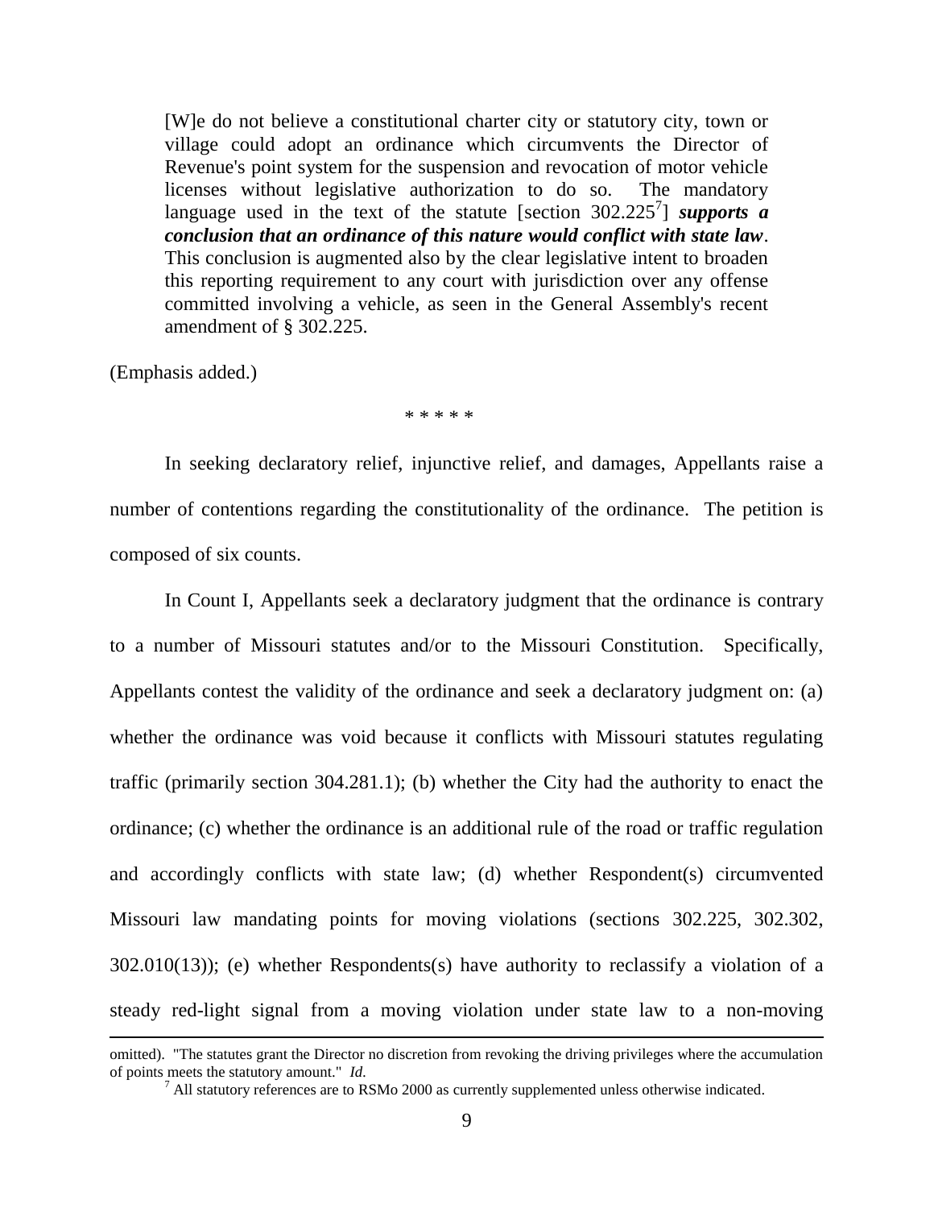> [W]e do not believe a constitutional charter city or statutory city, town or village could adopt an ordinance which circumvents the Director of Revenue's point system for the suspension and revocation of motor vehicle licenses without legislative authorization to do so. The mandatory language used in the text of the statute [section 302.225[7]] ***supports a conclusion that an ordinance of this nature would conflict with state law***. This conclusion is augmented also by the clear legislative intent to broaden this reporting requirement to any court with jurisdiction over any offense committed involving a vehicle, as seen in the General Assembly's recent amendment of § 302.225.

(Emphasis added.)

\* \* \* \* \*

In seeking declaratory relief, injunctive relief, and damages, Appellants raise a number of contentions regarding the constitutionality of the ordinance. The petition is composed of six counts.

In Count I, Appellants seek a declaratory judgment that the ordinance is contrary to a number of Missouri statutes and/or to the Missouri Constitution. Specifically, Appellants contest the validity of the ordinance and seek a declaratory judgment on: (a) whether the ordinance was void because it conflicts with Missouri statutes regulating traffic (primarily section 304.281.1); (b) whether the City had the authority to enact the ordinance; (c) whether the ordinance is an additional rule of the road or traffic regulation and accordingly conflicts with state law; (d) whether Respondent(s) circumvented Missouri law mandating points for moving violations (sections 302.225, 302.302, 302.010(13)); (e) whether Respondents(s) have authority to reclassify a violation of a steady red-light signal from a moving violation under state law to a non-moving

---

omitted). "The statutes grant the Director no discretion from revoking the driving privileges where the accumulation of points meets the statutory amount." *Id.*

[7] All statutory references are to RSMo 2000 as currently supplemented unless otherwise indicated.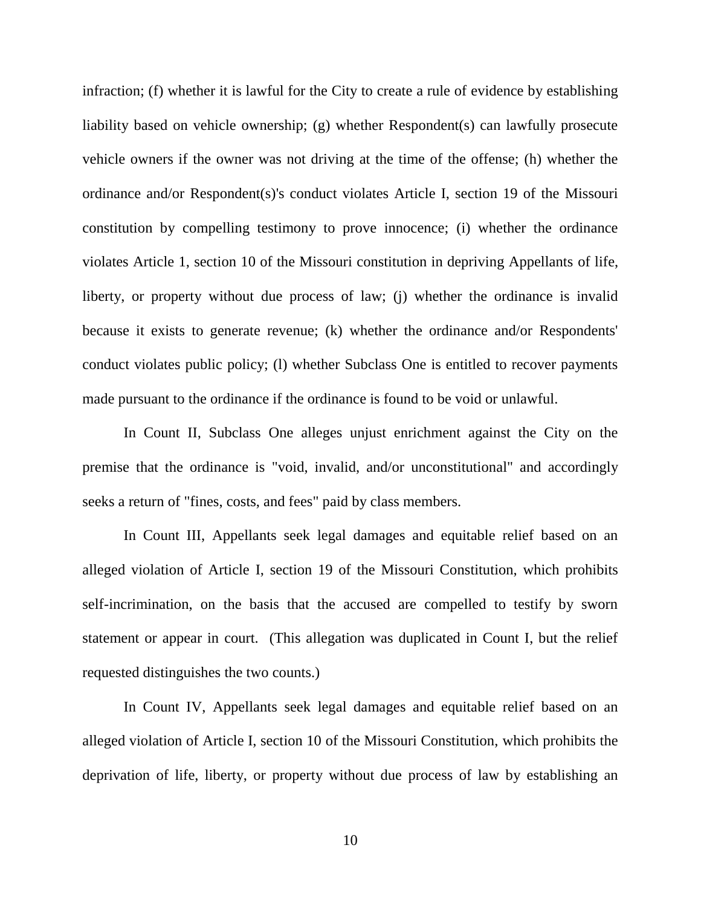infraction; (f) whether it is lawful for the City to create a rule of evidence by establishing liability based on vehicle ownership; (g) whether Respondent(s) can lawfully prosecute vehicle owners if the owner was not driving at the time of the offense; (h) whether the ordinance and/or Respondent(s)'s conduct violates Article I, section 19 of the Missouri constitution by compelling testimony to prove innocence; (i) whether the ordinance violates Article 1, section 10 of the Missouri constitution in depriving Appellants of life, liberty, or property without due process of law; (j) whether the ordinance is invalid because it exists to generate revenue; (k) whether the ordinance and/or Respondents' conduct violates public policy; (l) whether Subclass One is entitled to recover payments made pursuant to the ordinance if the ordinance is found to be void or unlawful.

In Count II, Subclass One alleges unjust enrichment against the City on the premise that the ordinance is "void, invalid, and/or unconstitutional" and accordingly seeks a return of "fines, costs, and fees" paid by class members.

In Count III, Appellants seek legal damages and equitable relief based on an alleged violation of Article I, section 19 of the Missouri Constitution, which prohibits self-incrimination, on the basis that the accused are compelled to testify by sworn statement or appear in court. (This allegation was duplicated in Count I, but the relief requested distinguishes the two counts.)

In Count IV, Appellants seek legal damages and equitable relief based on an alleged violation of Article I, section 10 of the Missouri Constitution, which prohibits the deprivation of life, liberty, or property without due process of law by establishing an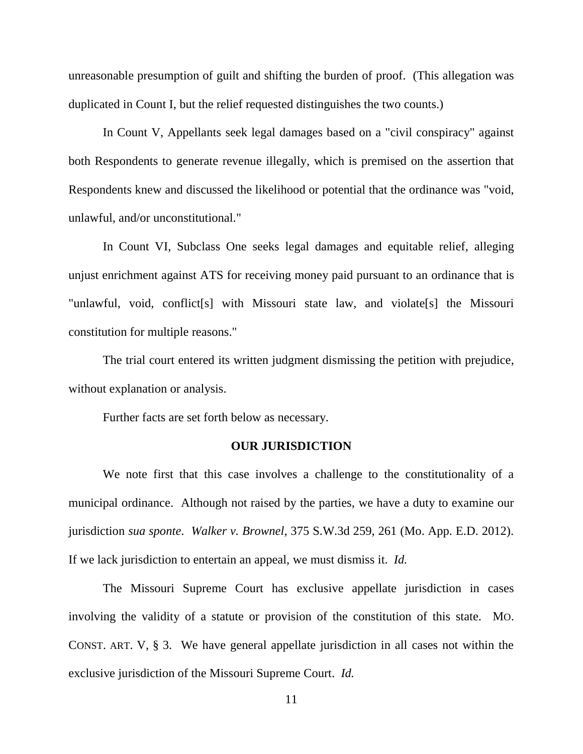unreasonable presumption of guilt and shifting the burden of proof. (This allegation was duplicated in Count I, but the relief requested distinguishes the two counts.)

In Count V, Appellants seek legal damages based on a "civil conspiracy" against both Respondents to generate revenue illegally, which is premised on the assertion that Respondents knew and discussed the likelihood or potential that the ordinance was "void, unlawful, and/or unconstitutional."

In Count VI, Subclass One seeks legal damages and equitable relief, alleging unjust enrichment against ATS for receiving money paid pursuant to an ordinance that is "unlawful, void, conflict[s] with Missouri state law, and violate[s] the Missouri constitution for multiple reasons."

The trial court entered its written judgment dismissing the petition with prejudice, without explanation or analysis.

Further facts are set forth below as necessary.

## OUR JURISDICTION

We note first that this case involves a challenge to the constitutionality of a municipal ordinance. Although not raised by the parties, we have a duty to examine our jurisdiction *sua sponte*. *Walker v. Brownel*, 375 S.W.3d 259, 261 (Mo. App. E.D. 2012). If we lack jurisdiction to entertain an appeal, we must dismiss it. *Id.*

The Missouri Supreme Court has exclusive appellate jurisdiction in cases involving the validity of a statute or provision of the constitution of this state. MO. CONST. ART. V, § 3. We have general appellate jurisdiction in all cases not within the exclusive jurisdiction of the Missouri Supreme Court. *Id.*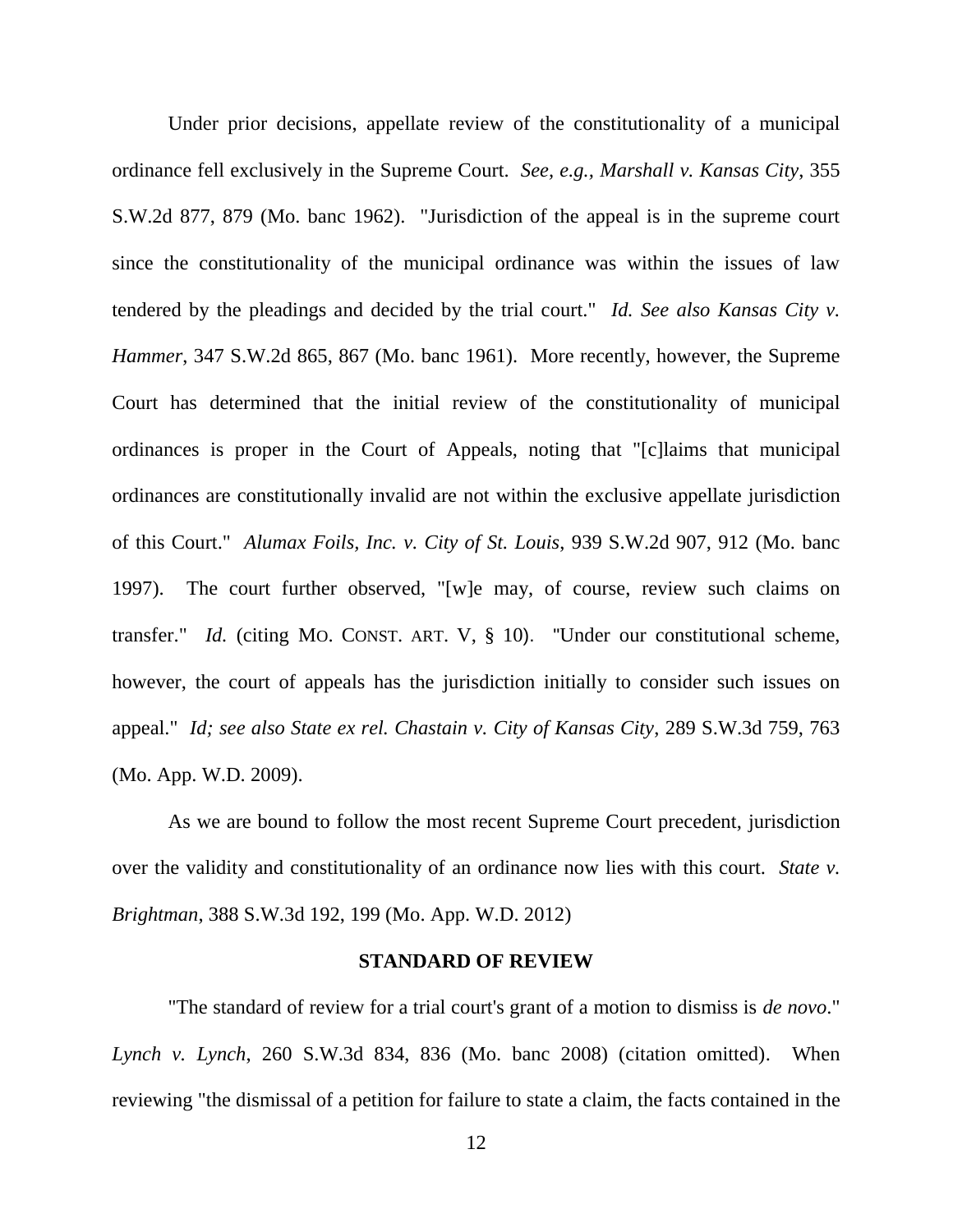Under prior decisions, appellate review of the constitutionality of a municipal ordinance fell exclusively in the Supreme Court. *See, e.g., Marshall v. Kansas City*, 355 S.W.2d 877, 879 (Mo. banc 1962). "Jurisdiction of the appeal is in the supreme court since the constitutionality of the municipal ordinance was within the issues of law tendered by the pleadings and decided by the trial court." *Id. See also Kansas City v. Hammer*, 347 S.W.2d 865, 867 (Mo. banc 1961). More recently, however, the Supreme Court has determined that the initial review of the constitutionality of municipal ordinances is proper in the Court of Appeals, noting that "[c]laims that municipal ordinances are constitutionally invalid are not within the exclusive appellate jurisdiction of this Court." *Alumax Foils, Inc. v. City of St. Louis*, 939 S.W.2d 907, 912 (Mo. banc 1997). The court further observed, "[w]e may, of course, review such claims on transfer." *Id.* (citing MO. CONST. ART. V, § 10). "Under our constitutional scheme, however, the court of appeals has the jurisdiction initially to consider such issues on appeal." *Id; see also State ex rel. Chastain v. City of Kansas City*, 289 S.W.3d 759, 763 (Mo. App. W.D. 2009).

As we are bound to follow the most recent Supreme Court precedent, jurisdiction over the validity and constitutionality of an ordinance now lies with this court. *State v. Brightman*, 388 S.W.3d 192, 199 (Mo. App. W.D. 2012)

## STANDARD OF REVIEW

"The standard of review for a trial court's grant of a motion to dismiss is *de novo*." *Lynch v. Lynch*, 260 S.W.3d 834, 836 (Mo. banc 2008) (citation omitted). When reviewing "the dismissal of a petition for failure to state a claim, the facts contained in the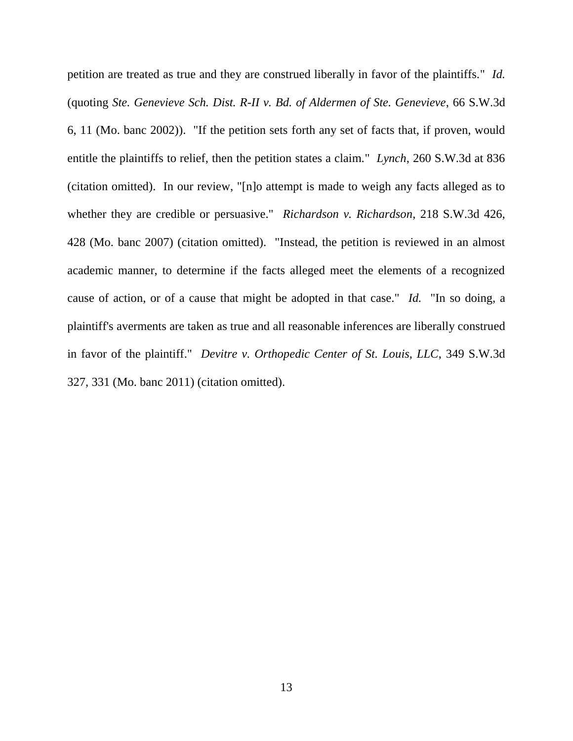petition are treated as true and they are construed liberally in favor of the plaintiffs." *Id.* (quoting *Ste. Genevieve Sch. Dist. R-II v. Bd. of Aldermen of Ste. Genevieve*, 66 S.W.3d 6, 11 (Mo. banc 2002)). "If the petition sets forth any set of facts that, if proven, would entitle the plaintiffs to relief, then the petition states a claim." *Lynch*, 260 S.W.3d at 836 (citation omitted). In our review, "[n]o attempt is made to weigh any facts alleged as to whether they are credible or persuasive." *Richardson v. Richardson*, 218 S.W.3d 426, 428 (Mo. banc 2007) (citation omitted). "Instead, the petition is reviewed in an almost academic manner, to determine if the facts alleged meet the elements of a recognized cause of action, or of a cause that might be adopted in that case." *Id.* "In so doing, a plaintiff's averments are taken as true and all reasonable inferences are liberally construed in favor of the plaintiff." *Devitre v. Orthopedic Center of St. Louis, LLC*, 349 S.W.3d 327, 331 (Mo. banc 2011) (citation omitted).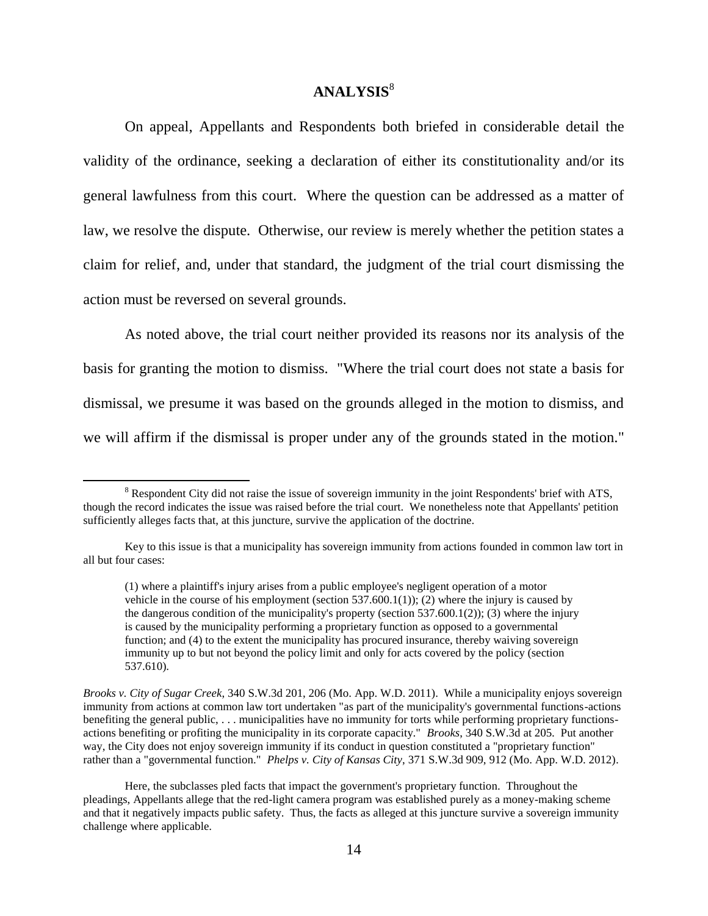## ANALYSIS[8]

On appeal, Appellants and Respondents both briefed in considerable detail the validity of the ordinance, seeking a declaration of either its constitutionality and/or its general lawfulness from this court. Where the question can be addressed as a matter of law, we resolve the dispute. Otherwise, our review is merely whether the petition states a claim for relief, and, under that standard, the judgment of the trial court dismissing the action must be reversed on several grounds.

As noted above, the trial court neither provided its reasons nor its analysis of the basis for granting the motion to dismiss. "Where the trial court does not state a basis for dismissal, we presume it was based on the grounds alleged in the motion to dismiss, and we will affirm if the dismissal is proper under any of the grounds stated in the motion."

---

[8] Respondent City did not raise the issue of sovereign immunity in the joint Respondents' brief with ATS, though the record indicates the issue was raised before the trial court. We nonetheless note that Appellants' petition sufficiently alleges facts that, at this juncture, survive the application of the doctrine.

Key to this issue is that a municipality has sovereign immunity from actions founded in common law tort in all but four cases:

> (1) where a plaintiff's injury arises from a public employee's negligent operation of a motor vehicle in the course of his employment (section 537.600.1(1)); (2) where the injury is caused by the dangerous condition of the municipality's property (section 537.600.1(2)); (3) where the injury is caused by the municipality performing a proprietary function as opposed to a governmental function; and (4) to the extent the municipality has procured insurance, thereby waiving sovereign immunity up to but not beyond the policy limit and only for acts covered by the policy (section 537.610).

*Brooks v. City of Sugar Creek*, 340 S.W.3d 201, 206 (Mo. App. W.D. 2011). While a municipality enjoys sovereign immunity from actions at common law tort undertaken "as part of the municipality's governmental functions-actions benefiting the general public, . . . municipalities have no immunity for torts while performing proprietary functions-actions benefiting or profiting the municipality in its corporate capacity." *Brooks*, 340 S.W.3d at 205. Put another way, the City does not enjoy sovereign immunity if its conduct in question constituted a "proprietary function" rather than a "governmental function." *Phelps v. City of Kansas City*, 371 S.W.3d 909, 912 (Mo. App. W.D. 2012).

Here, the subclasses pled facts that impact the government's proprietary function. Throughout the pleadings, Appellants allege that the red-light camera program was established purely as a money-making scheme and that it negatively impacts public safety. Thus, the facts as alleged at this juncture survive a sovereign immunity challenge where applicable.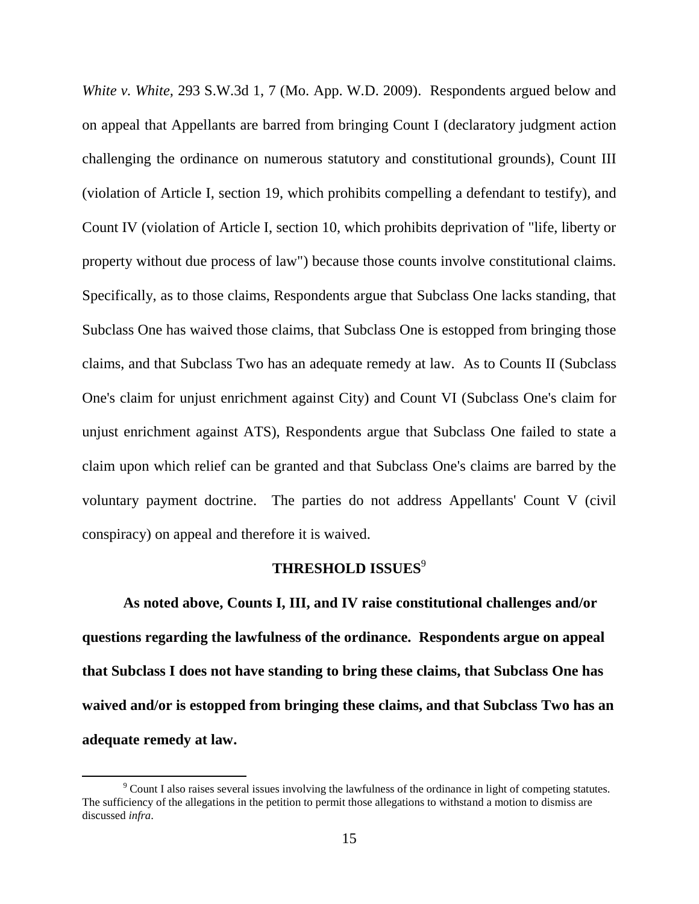*White v. White*, 293 S.W.3d 1, 7 (Mo. App. W.D. 2009). Respondents argued below and on appeal that Appellants are barred from bringing Count I (declaratory judgment action challenging the ordinance on numerous statutory and constitutional grounds), Count III (violation of Article I, section 19, which prohibits compelling a defendant to testify), and Count IV (violation of Article I, section 10, which prohibits deprivation of "life, liberty or property without due process of law") because those counts involve constitutional claims. Specifically, as to those claims, Respondents argue that Subclass One lacks standing, that Subclass One has waived those claims, that Subclass One is estopped from bringing those claims, and that Subclass Two has an adequate remedy at law. As to Counts II (Subclass One's claim for unjust enrichment against City) and Count VI (Subclass One's claim for unjust enrichment against ATS), Respondents argue that Subclass One failed to state a claim upon which relief can be granted and that Subclass One's claims are barred by the voluntary payment doctrine. The parties do not address Appellants' Count V (civil conspiracy) on appeal and therefore it is waived.

## THRESHOLD ISSUES[9]

**As noted above, Counts I, III, and IV raise constitutional challenges and/or questions regarding the lawfulness of the ordinance. Respondents argue on appeal that Subclass I does not have standing to bring these claims, that Subclass One has waived and/or is estopped from bringing these claims, and that Subclass Two has an adequate remedy at law.**

[9] Count I also raises several issues involving the lawfulness of the ordinance in light of competing statutes. The sufficiency of the allegations in the petition to permit those allegations to withstand a motion to dismiss are discussed *infra*.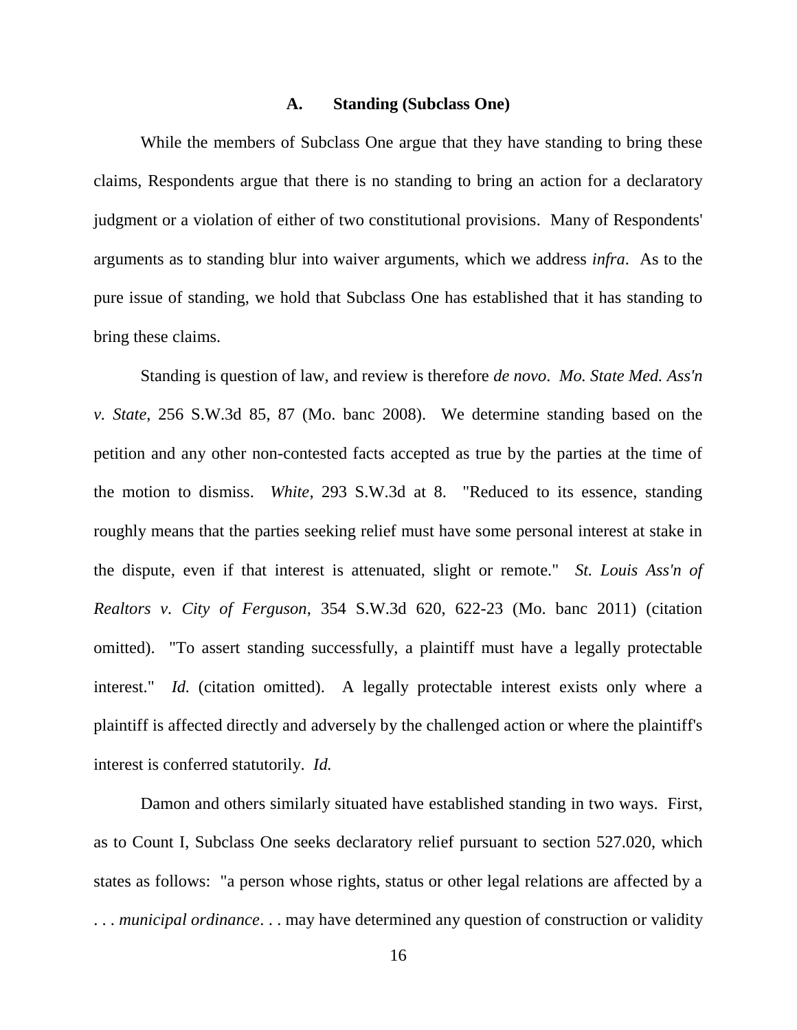### A. Standing (Subclass One)

While the members of Subclass One argue that they have standing to bring these claims, Respondents argue that there is no standing to bring an action for a declaratory judgment or a violation of either of two constitutional provisions. Many of Respondents' arguments as to standing blur into waiver arguments, which we address *infra*. As to the pure issue of standing, we hold that Subclass One has established that it has standing to bring these claims.

Standing is question of law, and review is therefore *de novo*. *Mo. State Med. Ass'n v. State*, 256 S.W.3d 85, 87 (Mo. banc 2008). We determine standing based on the petition and any other non-contested facts accepted as true by the parties at the time of the motion to dismiss. *White*, 293 S.W.3d at 8. "Reduced to its essence, standing roughly means that the parties seeking relief must have some personal interest at stake in the dispute, even if that interest is attenuated, slight or remote." *St. Louis Ass'n of Realtors v. City of Ferguson*, 354 S.W.3d 620, 622-23 (Mo. banc 2011) (citation omitted). "To assert standing successfully, a plaintiff must have a legally protectable interest." *Id.* (citation omitted). A legally protectable interest exists only where a plaintiff is affected directly and adversely by the challenged action or where the plaintiff's interest is conferred statutorily. *Id.*

Damon and others similarly situated have established standing in two ways. First, as to Count I, Subclass One seeks declaratory relief pursuant to section 527.020, which states as follows: "a person whose rights, status or other legal relations are affected by a . . . *municipal ordinance*. . . may have determined any question of construction or validity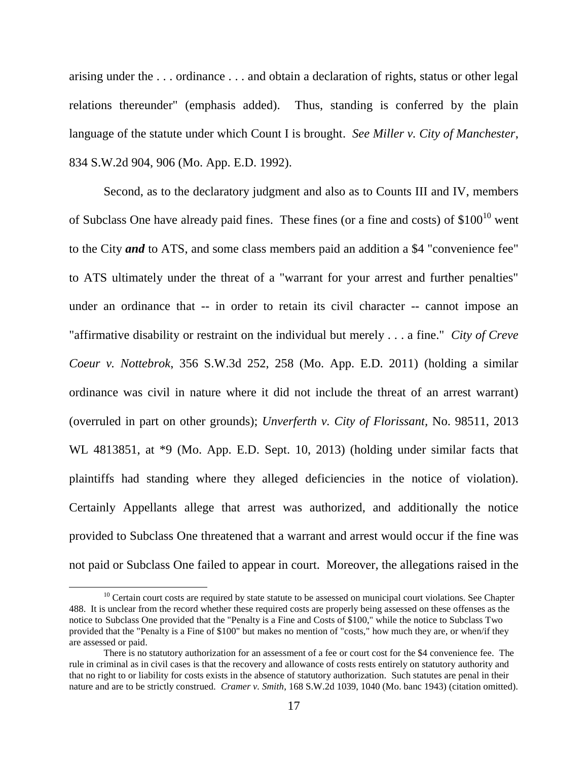arising under the . . . ordinance . . . and obtain a declaration of rights, status or other legal relations thereunder" (emphasis added). Thus, standing is conferred by the plain language of the statute under which Count I is brought. *See Miller v. City of Manchester*, 834 S.W.2d 904, 906 (Mo. App. E.D. 1992).

Second, as to the declaratory judgment and also as to Counts III and IV, members of Subclass One have already paid fines. These fines (or a fine and costs) of $100[10] went to the City ***and*** to ATS, and some class members paid an addition a $4 "convenience fee" to ATS ultimately under the threat of a "warrant for your arrest and further penalties" under an ordinance that -- in order to retain its civil character -- cannot impose an "affirmative disability or restraint on the individual but merely . . . a fine." *City of Creve Coeur v. Nottebrok*, 356 S.W.3d 252, 258 (Mo. App. E.D. 2011) (holding a similar ordinance was civil in nature where it did not include the threat of an arrest warrant) (overruled in part on other grounds); *Unverferth v. City of Florissant*, No. 98511, 2013 WL 4813851, at *9 (Mo. App. E.D. Sept. 10, 2013) (holding under similar facts that plaintiffs had standing where they alleged deficiencies in the notice of violation). Certainly Appellants allege that arrest was authorized, and additionally the notice provided to Subclass One threatened that a warrant and arrest would occur if the fine was not paid or Subclass One failed to appear in court. Moreover, the allegations raised in the

---

[10] Certain court costs are required by state statute to be assessed on municipal court violations. See Chapter 488. It is unclear from the record whether these required costs are properly being assessed on these offenses as the notice to Subclass One provided that the "Penalty is a Fine and Costs of $100," while the notice to Subclass Two provided that the "Penalty is a Fine of $100" but makes no mention of "costs," how much they are, or when/if they are assessed or paid.

There is no statutory authorization for an assessment of a fee or court cost for the $4 convenience fee. The rule in criminal as in civil cases is that the recovery and allowance of costs rests entirely on statutory authority and that no right to or liability for costs exists in the absence of statutory authorization. Such statutes are penal in their nature and are to be strictly construed. *Cramer v. Smith*, 168 S.W.2d 1039, 1040 (Mo. banc 1943) (citation omitted).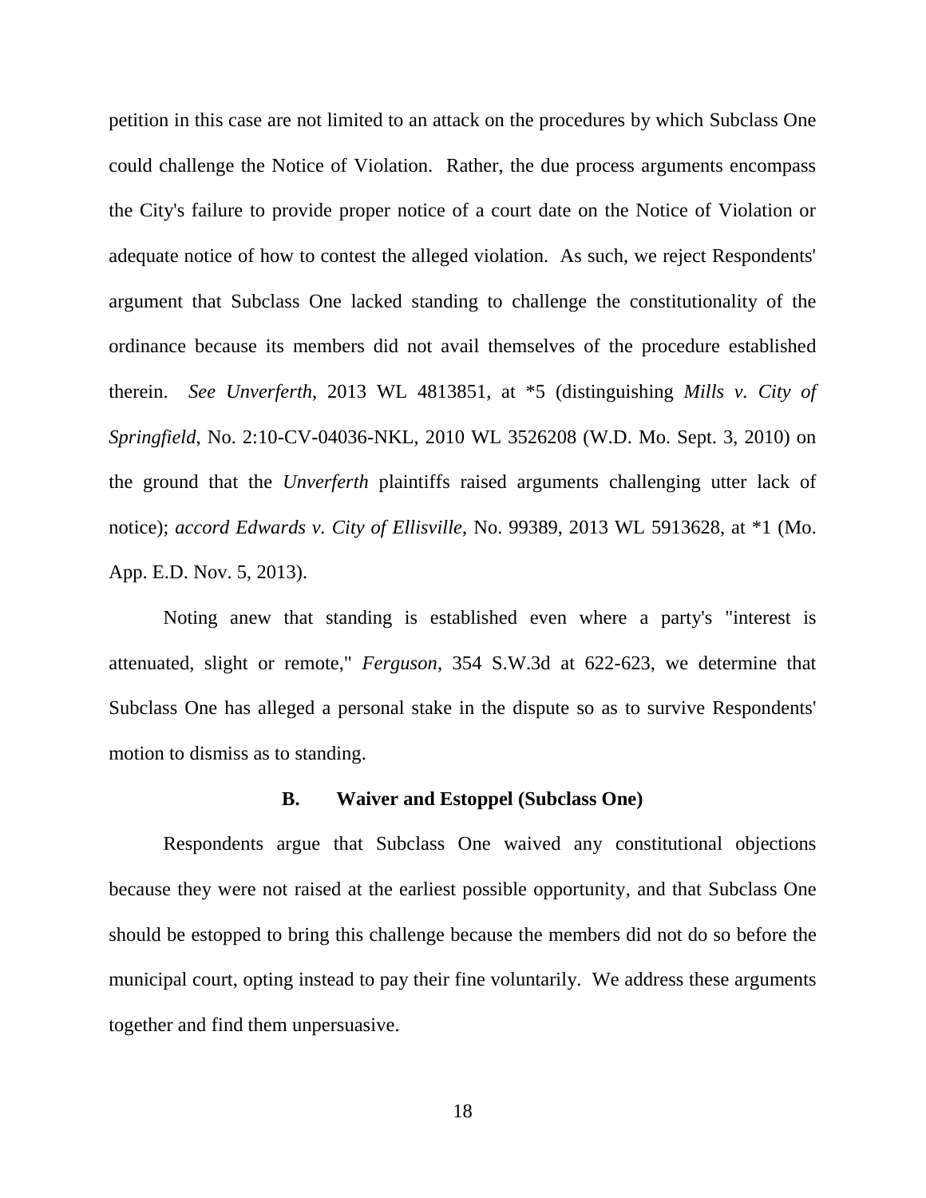petition in this case are not limited to an attack on the procedures by which Subclass One could challenge the Notice of Violation. Rather, the due process arguments encompass the City's failure to provide proper notice of a court date on the Notice of Violation or adequate notice of how to contest the alleged violation. As such, we reject Respondents' argument that Subclass One lacked standing to challenge the constitutionality of the ordinance because its members did not avail themselves of the procedure established therein. *See Unverferth*, 2013 WL 4813851, at *5 (distinguishing *Mills v. City of Springfield*, No. 2:10-CV-04036-NKL, 2010 WL 3526208 (W.D. Mo. Sept. 3, 2010) on the ground that the *Unverferth* plaintiffs raised arguments challenging utter lack of notice); *accord Edwards v. City of Ellisville*, No. 99389, 2013 WL 5913628, at *1 (Mo. App. E.D. Nov. 5, 2013).

Noting anew that standing is established even where a party's "interest is attenuated, slight or remote," *Ferguson*, 354 S.W.3d at 622-623, we determine that Subclass One has alleged a personal stake in the dispute so as to survive Respondents' motion to dismiss as to standing.

### B. Waiver and Estoppel (Subclass One)

Respondents argue that Subclass One waived any constitutional objections because they were not raised at the earliest possible opportunity, and that Subclass One should be estopped to bring this challenge because the members did not do so before the municipal court, opting instead to pay their fine voluntarily. We address these arguments together and find them unpersuasive.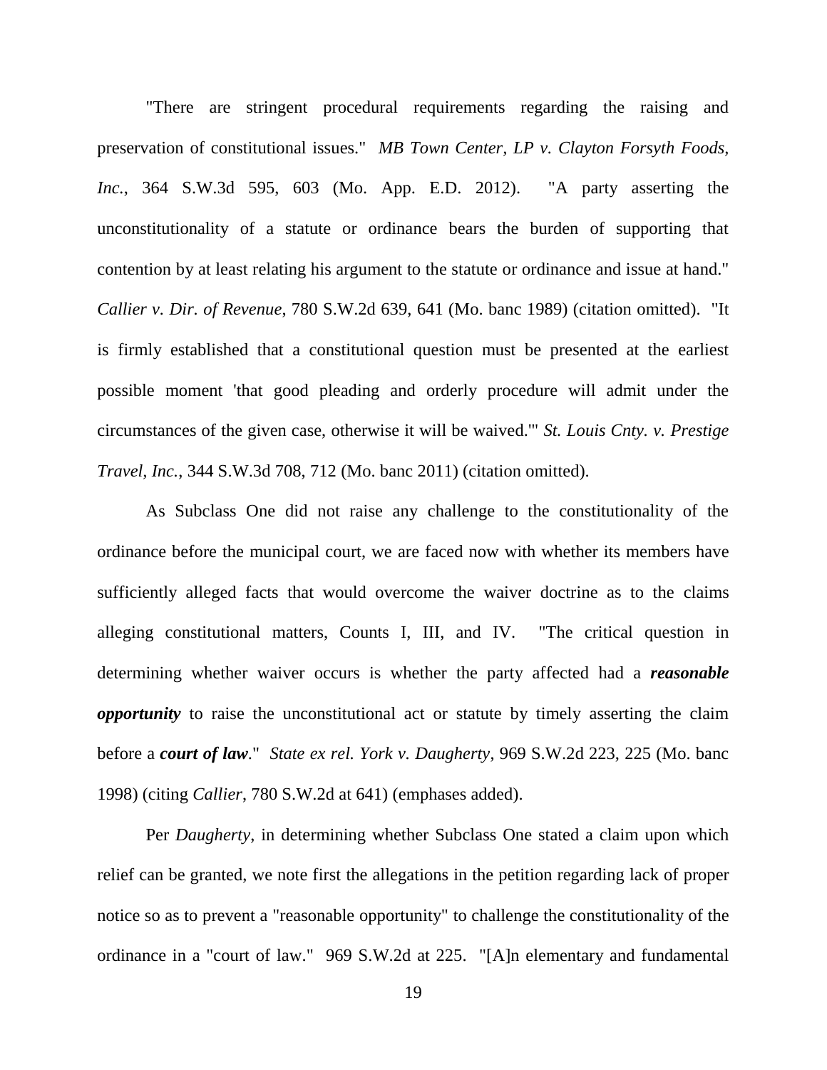"There are stringent procedural requirements regarding the raising and preservation of constitutional issues." *MB Town Center, LP v. Clayton Forsyth Foods, Inc.*, 364 S.W.3d 595, 603 (Mo. App. E.D. 2012). "A party asserting the unconstitutionality of a statute or ordinance bears the burden of supporting that contention by at least relating his argument to the statute or ordinance and issue at hand." *Callier v. Dir. of Revenue*, 780 S.W.2d 639, 641 (Mo. banc 1989) (citation omitted). "It is firmly established that a constitutional question must be presented at the earliest possible moment 'that good pleading and orderly procedure will admit under the circumstances of the given case, otherwise it will be waived.'" *St. Louis Cnty. v. Prestige Travel, Inc.*, 344 S.W.3d 708, 712 (Mo. banc 2011) (citation omitted).

As Subclass One did not raise any challenge to the constitutionality of the ordinance before the municipal court, we are faced now with whether its members have sufficiently alleged facts that would overcome the waiver doctrine as to the claims alleging constitutional matters, Counts I, III, and IV. "The critical question in determining whether waiver occurs is whether the party affected had a ***reasonable opportunity*** to raise the unconstitutional act or statute by timely asserting the claim before a ***court of law***." *State ex rel. York v. Daugherty*, 969 S.W.2d 223, 225 (Mo. banc 1998) (citing *Callier*, 780 S.W.2d at 641) (emphases added).

Per *Daugherty*, in determining whether Subclass One stated a claim upon which relief can be granted, we note first the allegations in the petition regarding lack of proper notice so as to prevent a "reasonable opportunity" to challenge the constitutionality of the ordinance in a "court of law." 969 S.W.2d at 225. "[A]n elementary and fundamental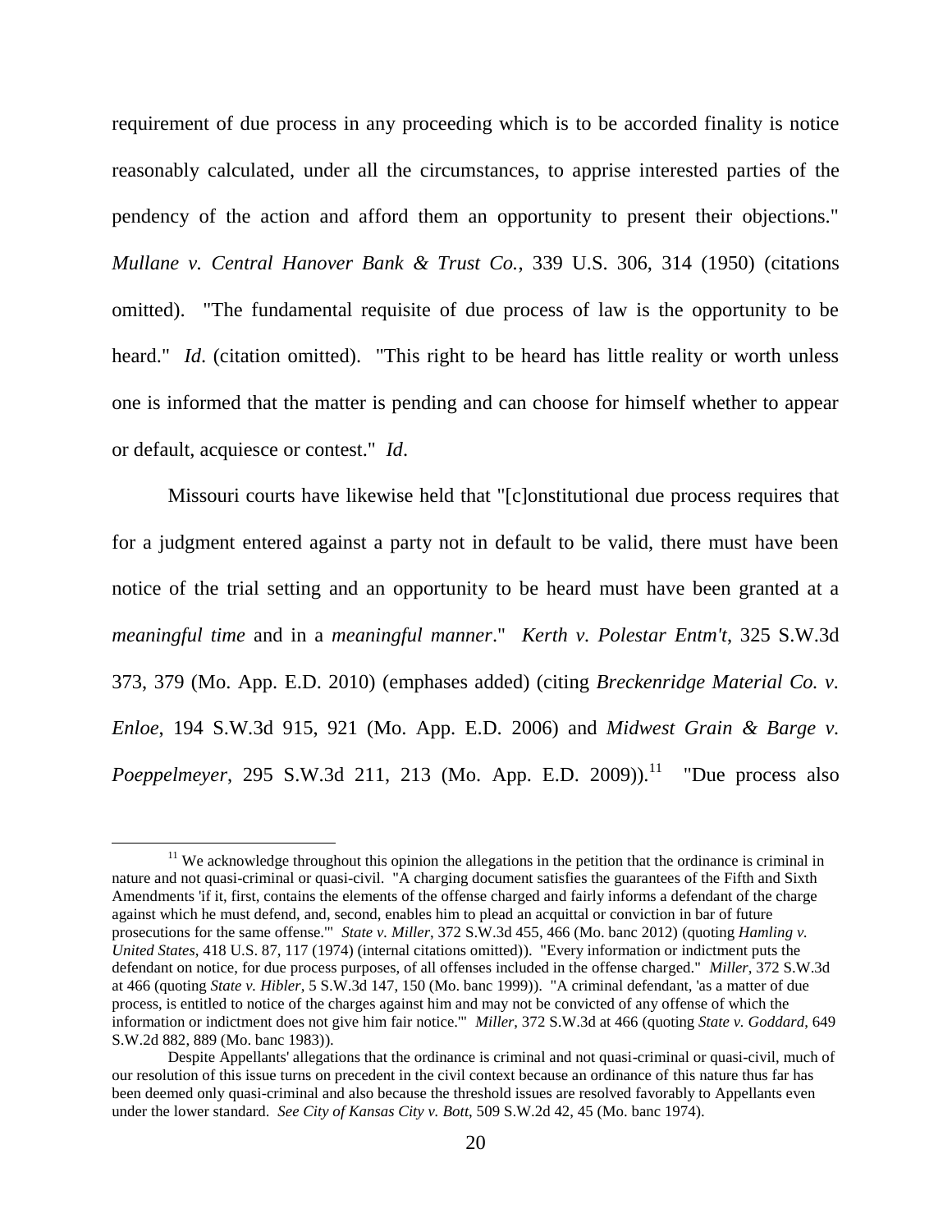requirement of due process in any proceeding which is to be accorded finality is notice reasonably calculated, under all the circumstances, to apprise interested parties of the pendency of the action and afford them an opportunity to present their objections." *Mullane v. Central Hanover Bank & Trust Co.*, 339 U.S. 306, 314 (1950) (citations omitted). "The fundamental requisite of due process of law is the opportunity to be heard." *Id*. (citation omitted). "This right to be heard has little reality or worth unless one is informed that the matter is pending and can choose for himself whether to appear or default, acquiesce or contest." *Id*.

Missouri courts have likewise held that "[c]onstitutional due process requires that for a judgment entered against a party not in default to be valid, there must have been notice of the trial setting and an opportunity to be heard must have been granted at a *meaningful time* and in a *meaningful manner*." *Kerth v. Polestar Entm't*, 325 S.W.3d 373, 379 (Mo. App. E.D. 2010) (emphases added) (citing *Breckenridge Material Co. v. Enloe*, 194 S.W.3d 915, 921 (Mo. App. E.D. 2006) and *Midwest Grain & Barge v. Poeppelmeyer*, 295 S.W.3d 211, 213 (Mo. App. E.D. 2009)).[11] "Due process also

[11] We acknowledge throughout this opinion the allegations in the petition that the ordinance is criminal in nature and not quasi-criminal or quasi-civil. "A charging document satisfies the guarantees of the Fifth and Sixth Amendments 'if it, first, contains the elements of the offense charged and fairly informs a defendant of the charge against which he must defend, and, second, enables him to plead an acquittal or conviction in bar of future prosecutions for the same offense.'" *State v. Miller*, 372 S.W.3d 455, 466 (Mo. banc 2012) (quoting *Hamling v. United States*, 418 U.S. 87, 117 (1974) (internal citations omitted)). "Every information or indictment puts the defendant on notice, for due process purposes, of all offenses included in the offense charged." *Miller*, 372 S.W.3d at 466 (quoting *State v. Hibler*, 5 S.W.3d 147, 150 (Mo. banc 1999)). "A criminal defendant, 'as a matter of due process, is entitled to notice of the charges against him and may not be convicted of any offense of which the information or indictment does not give him fair notice.'" *Miller*, 372 S.W.3d at 466 (quoting *State v. Goddard*, 649 S.W.2d 882, 889 (Mo. banc 1983)).

Despite Appellants' allegations that the ordinance is criminal and not quasi-criminal or quasi-civil, much of our resolution of this issue turns on precedent in the civil context because an ordinance of this nature thus far has been deemed only quasi-criminal and also because the threshold issues are resolved favorably to Appellants even under the lower standard. *See City of Kansas City v. Bott*, 509 S.W.2d 42, 45 (Mo. banc 1974).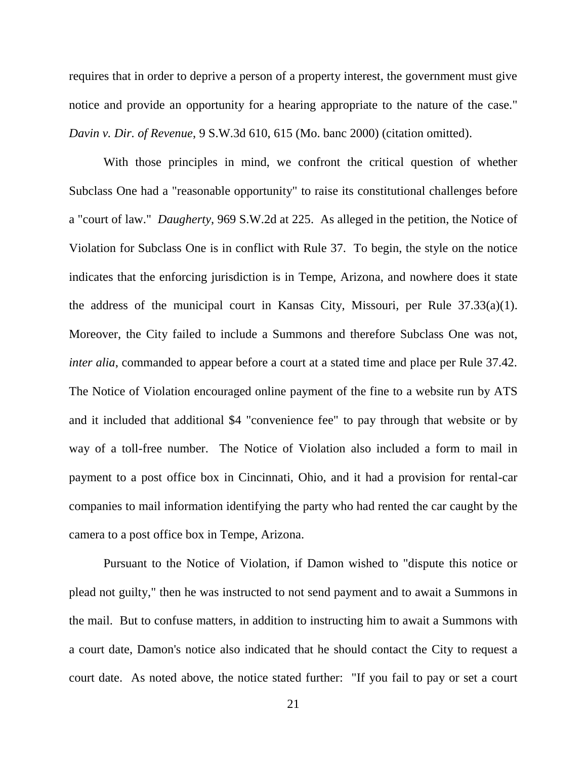requires that in order to deprive a person of a property interest, the government must give notice and provide an opportunity for a hearing appropriate to the nature of the case." *Davin v. Dir. of Revenue*, 9 S.W.3d 610, 615 (Mo. banc 2000) (citation omitted).

With those principles in mind, we confront the critical question of whether Subclass One had a "reasonable opportunity" to raise its constitutional challenges before a "court of law." *Daugherty*, 969 S.W.2d at 225. As alleged in the petition, the Notice of Violation for Subclass One is in conflict with Rule 37. To begin, the style on the notice indicates that the enforcing jurisdiction is in Tempe, Arizona, and nowhere does it state the address of the municipal court in Kansas City, Missouri, per Rule 37.33(a)(1). Moreover, the City failed to include a Summons and therefore Subclass One was not, *inter alia*, commanded to appear before a court at a stated time and place per Rule 37.42. The Notice of Violation encouraged online payment of the fine to a website run by ATS and it included that additional $4 "convenience fee" to pay through that website or by way of a toll-free number. The Notice of Violation also included a form to mail in payment to a post office box in Cincinnati, Ohio, and it had a provision for rental-car companies to mail information identifying the party who had rented the car caught by the camera to a post office box in Tempe, Arizona.

Pursuant to the Notice of Violation, if Damon wished to "dispute this notice or plead not guilty," then he was instructed to not send payment and to await a Summons in the mail. But to confuse matters, in addition to instructing him to await a Summons with a court date, Damon's notice also indicated that he should contact the City to request a court date. As noted above, the notice stated further: "If you fail to pay or set a court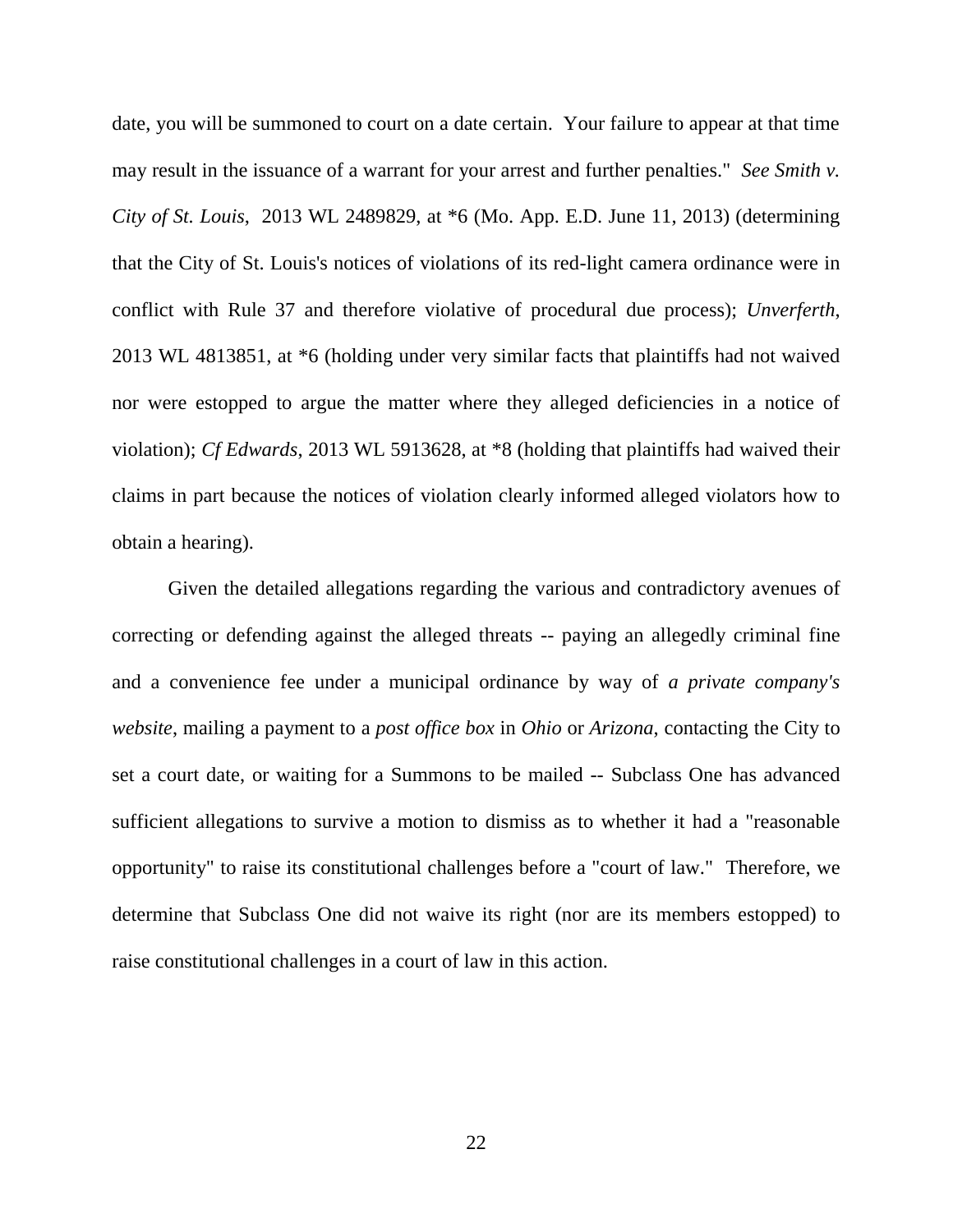date, you will be summoned to court on a date certain. Your failure to appear at that time may result in the issuance of a warrant for your arrest and further penalties." *See Smith v. City of St. Louis*, 2013 WL 2489829, at *6 (Mo. App. E.D. June 11, 2013) (determining that the City of St. Louis's notices of violations of its red-light camera ordinance were in conflict with Rule 37 and therefore violative of procedural due process); *Unverferth*, 2013 WL 4813851, at *6 (holding under very similar facts that plaintiffs had not waived nor were estopped to argue the matter where they alleged deficiencies in a notice of violation); *Cf Edwards*, 2013 WL 5913628, at *8 (holding that plaintiffs had waived their claims in part because the notices of violation clearly informed alleged violators how to obtain a hearing).

Given the detailed allegations regarding the various and contradictory avenues of correcting or defending against the alleged threats -- paying an allegedly criminal fine and a convenience fee under a municipal ordinance by way of *a private company's website*, mailing a payment to a *post office box* in *Ohio* or *Arizona*, contacting the City to set a court date, or waiting for a Summons to be mailed -- Subclass One has advanced sufficient allegations to survive a motion to dismiss as to whether it had a "reasonable opportunity" to raise its constitutional challenges before a "court of law." Therefore, we determine that Subclass One did not waive its right (nor are its members estopped) to raise constitutional challenges in a court of law in this action.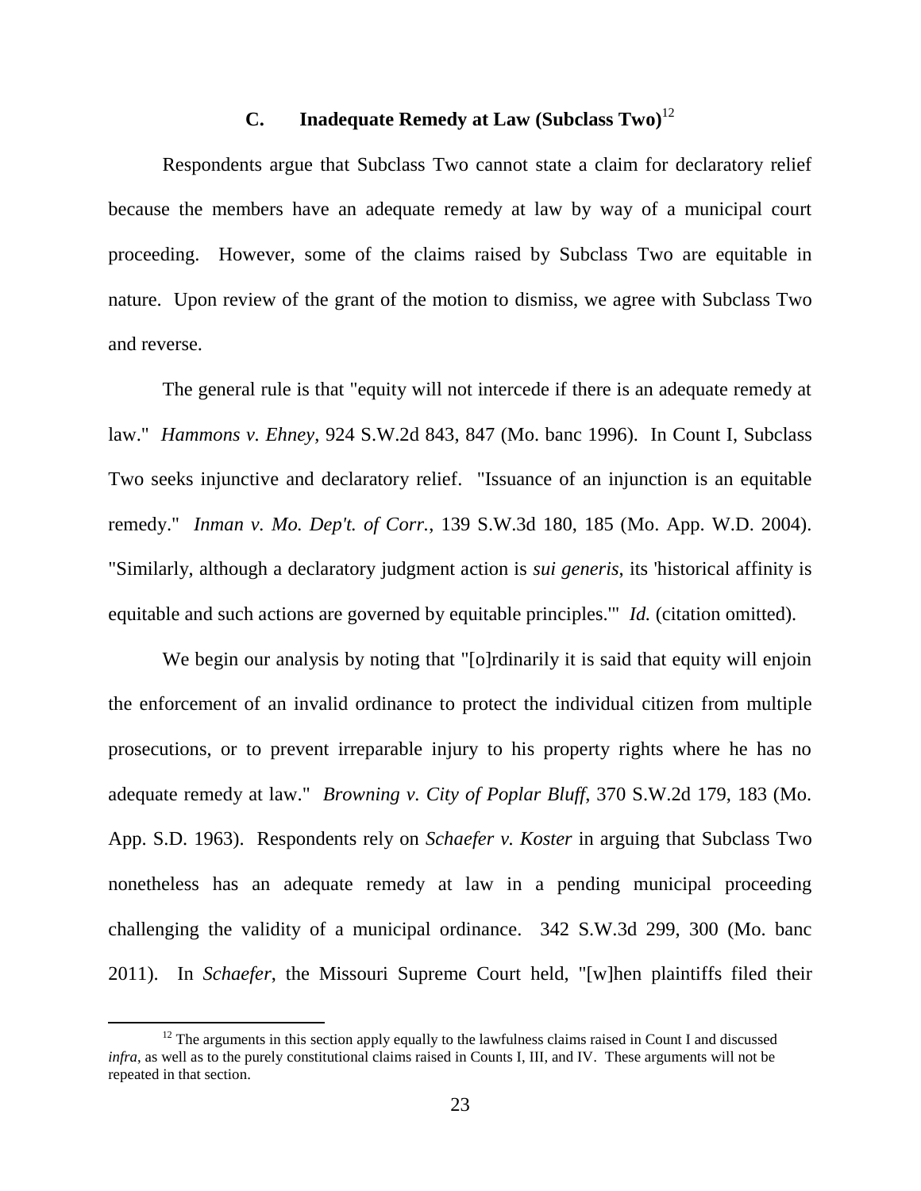### C. Inadequate Remedy at Law (Subclass Two)[12]

Respondents argue that Subclass Two cannot state a claim for declaratory relief because the members have an adequate remedy at law by way of a municipal court proceeding. However, some of the claims raised by Subclass Two are equitable in nature. Upon review of the grant of the motion to dismiss, we agree with Subclass Two and reverse.

The general rule is that "equity will not intercede if there is an adequate remedy at law." *Hammons v. Ehney*, 924 S.W.2d 843, 847 (Mo. banc 1996). In Count I, Subclass Two seeks injunctive and declaratory relief. "Issuance of an injunction is an equitable remedy." *Inman v. Mo. Dep't. of Corr.*, 139 S.W.3d 180, 185 (Mo. App. W.D. 2004). "Similarly, although a declaratory judgment action is *sui generis*, its 'historical affinity is equitable and such actions are governed by equitable principles.'" *Id.* (citation omitted).

We begin our analysis by noting that "[o]rdinarily it is said that equity will enjoin the enforcement of an invalid ordinance to protect the individual citizen from multiple prosecutions, or to prevent irreparable injury to his property rights where he has no adequate remedy at law." *Browning v. City of Poplar Bluff*, 370 S.W.2d 179, 183 (Mo. App. S.D. 1963). Respondents rely on *Schaefer v. Koster* in arguing that Subclass Two nonetheless has an adequate remedy at law in a pending municipal proceeding challenging the validity of a municipal ordinance. 342 S.W.3d 299, 300 (Mo. banc 2011). In *Schaefer*, the Missouri Supreme Court held, "[w]hen plaintiffs filed their

[12] The arguments in this section apply equally to the lawfulness claims raised in Count I and discussed *infra*, as well as to the purely constitutional claims raised in Counts I, III, and IV. These arguments will not be repeated in that section.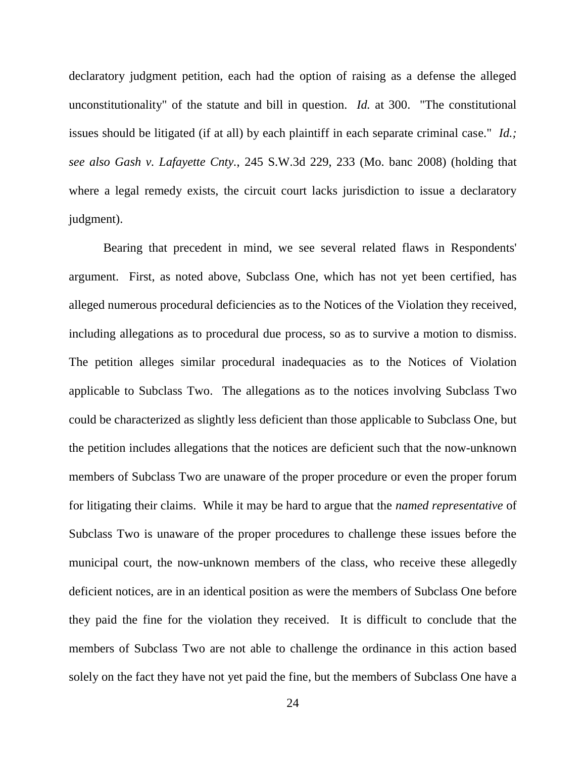declaratory judgment petition, each had the option of raising as a defense the alleged unconstitutionality" of the statute and bill in question. *Id.* at 300. "The constitutional issues should be litigated (if at all) by each plaintiff in each separate criminal case." *Id.; see also Gash v. Lafayette Cnty.*, 245 S.W.3d 229, 233 (Mo. banc 2008) (holding that where a legal remedy exists, the circuit court lacks jurisdiction to issue a declaratory judgment).

Bearing that precedent in mind, we see several related flaws in Respondents' argument. First, as noted above, Subclass One, which has not yet been certified, has alleged numerous procedural deficiencies as to the Notices of the Violation they received, including allegations as to procedural due process, so as to survive a motion to dismiss. The petition alleges similar procedural inadequacies as to the Notices of Violation applicable to Subclass Two. The allegations as to the notices involving Subclass Two could be characterized as slightly less deficient than those applicable to Subclass One, but the petition includes allegations that the notices are deficient such that the now-unknown members of Subclass Two are unaware of the proper procedure or even the proper forum for litigating their claims. While it may be hard to argue that the *named representative* of Subclass Two is unaware of the proper procedures to challenge these issues before the municipal court, the now-unknown members of the class, who receive these allegedly deficient notices, are in an identical position as were the members of Subclass One before they paid the fine for the violation they received. It is difficult to conclude that the members of Subclass Two are not able to challenge the ordinance in this action based solely on the fact they have not yet paid the fine, but the members of Subclass One have a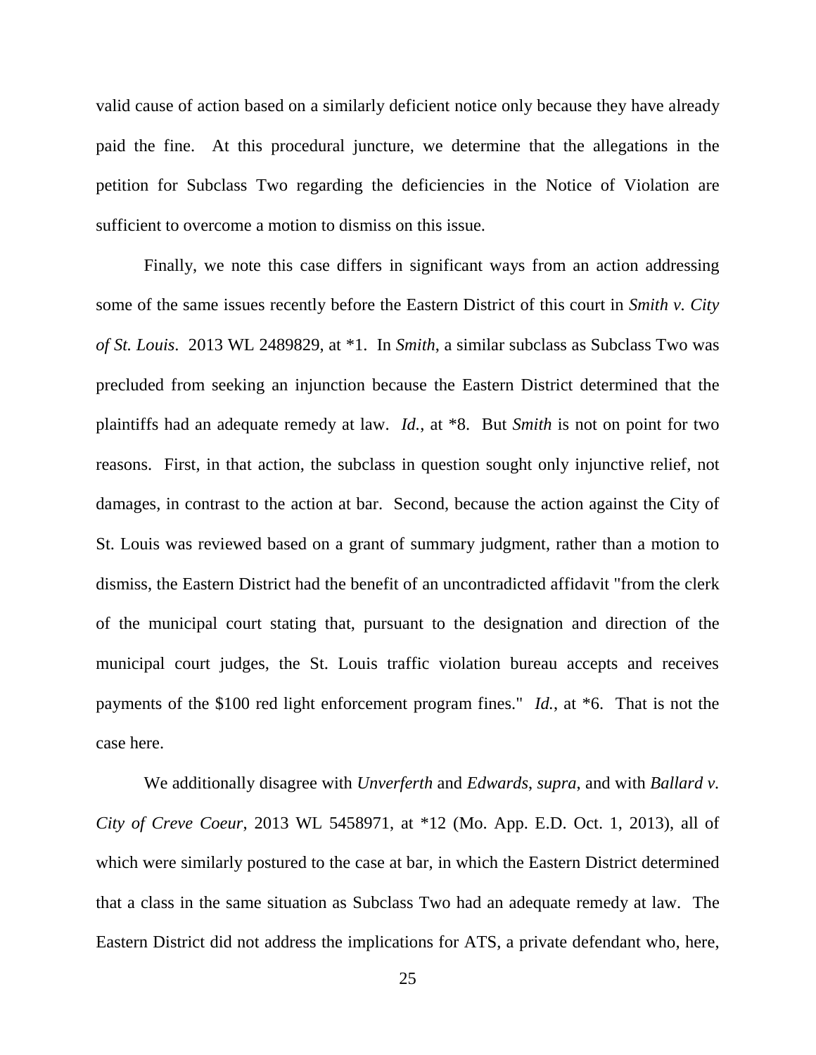valid cause of action based on a similarly deficient notice only because they have already paid the fine. At this procedural juncture, we determine that the allegations in the petition for Subclass Two regarding the deficiencies in the Notice of Violation are sufficient to overcome a motion to dismiss on this issue.

Finally, we note this case differs in significant ways from an action addressing some of the same issues recently before the Eastern District of this court in *Smith v. City of St. Louis*. 2013 WL 2489829, at *1. In *Smith*, a similar subclass as Subclass Two was precluded from seeking an injunction because the Eastern District determined that the plaintiffs had an adequate remedy at law. *Id.*, at *8. But *Smith* is not on point for two reasons. First, in that action, the subclass in question sought only injunctive relief, not damages, in contrast to the action at bar. Second, because the action against the City of St. Louis was reviewed based on a grant of summary judgment, rather than a motion to dismiss, the Eastern District had the benefit of an uncontradicted affidavit "from the clerk of the municipal court stating that, pursuant to the designation and direction of the municipal court judges, the St. Louis traffic violation bureau accepts and receives payments of the $100 red light enforcement program fines." *Id.*, at *6. That is not the case here.

We additionally disagree with *Unverferth* and *Edwards*, *supra*, and with *Ballard v. City of Creve Coeur*, 2013 WL 5458971, at *12 (Mo. App. E.D. Oct. 1, 2013), all of which were similarly postured to the case at bar, in which the Eastern District determined that a class in the same situation as Subclass Two had an adequate remedy at law. The Eastern District did not address the implications for ATS, a private defendant who, here,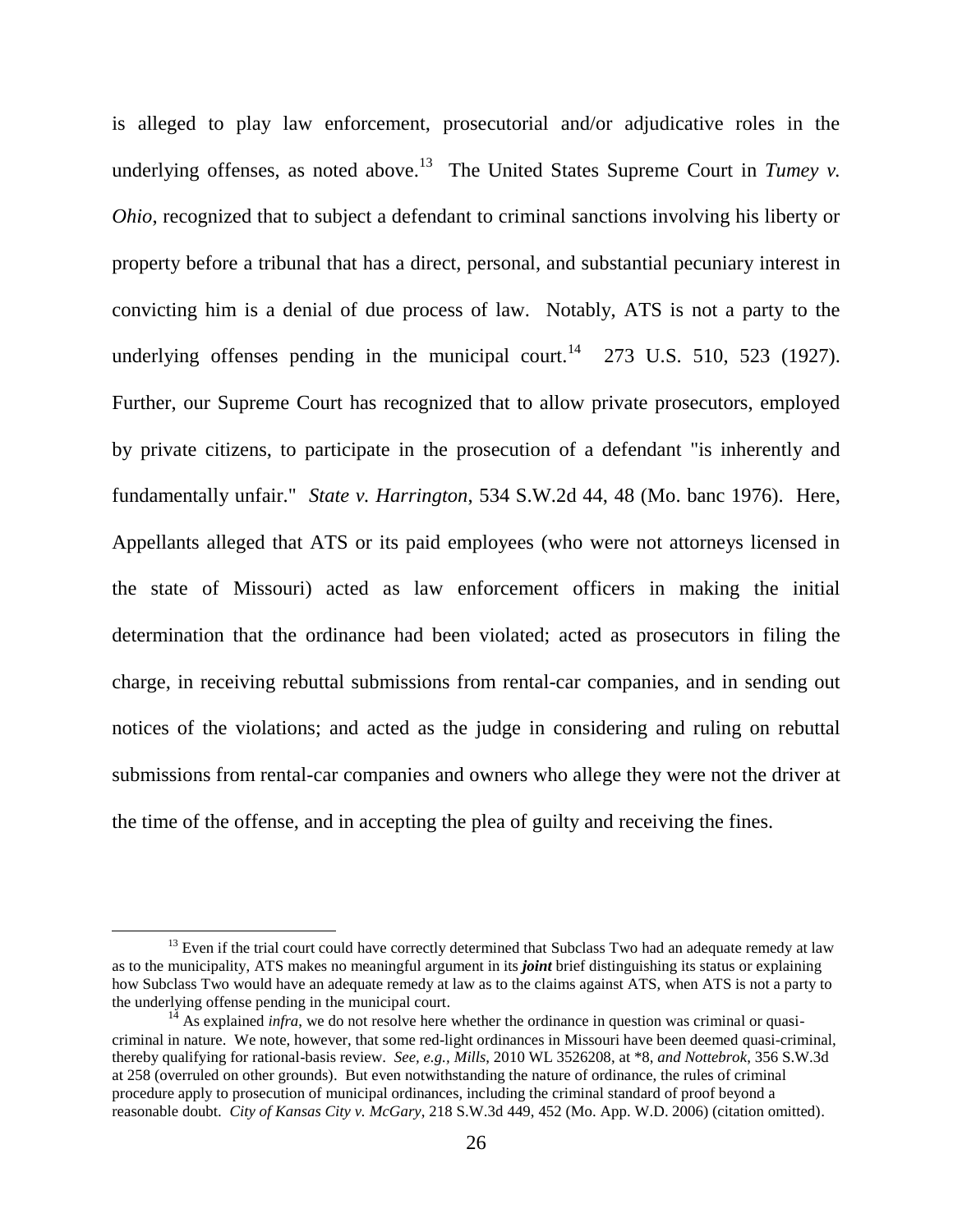is alleged to play law enforcement, prosecutorial and/or adjudicative roles in the underlying offenses, as noted above.[13] The United States Supreme Court in *Tumey v. Ohio*, recognized that to subject a defendant to criminal sanctions involving his liberty or property before a tribunal that has a direct, personal, and substantial pecuniary interest in convicting him is a denial of due process of law. Notably, ATS is not a party to the underlying offenses pending in the municipal court.[14] 273 U.S. 510, 523 (1927). Further, our Supreme Court has recognized that to allow private prosecutors, employed by private citizens, to participate in the prosecution of a defendant "is inherently and fundamentally unfair." *State v. Harrington*, 534 S.W.2d 44, 48 (Mo. banc 1976). Here, Appellants alleged that ATS or its paid employees (who were not attorneys licensed in the state of Missouri) acted as law enforcement officers in making the initial determination that the ordinance had been violated; acted as prosecutors in filing the charge, in receiving rebuttal submissions from rental-car companies, and in sending out notices of the violations; and acted as the judge in considering and ruling on rebuttal submissions from rental-car companies and owners who allege they were not the driver at the time of the offense, and in accepting the plea of guilty and receiving the fines.

---

[13] Even if the trial court could have correctly determined that Subclass Two had an adequate remedy at law as to the municipality, ATS makes no meaningful argument in its ***joint*** brief distinguishing its status or explaining how Subclass Two would have an adequate remedy at law as to the claims against ATS, when ATS is not a party to the underlying offense pending in the municipal court.

[14] As explained *infra*, we do not resolve here whether the ordinance in question was criminal or quasi-criminal in nature. We note, however, that some red-light ordinances in Missouri have been deemed quasi-criminal, thereby qualifying for rational-basis review. *See, e.g., Mills*, 2010 WL 3526208, at \*8, *and Nottebrok*, 356 S.W.3d at 258 (overruled on other grounds). But even notwithstanding the nature of ordinance, the rules of criminal procedure apply to prosecution of municipal ordinances, including the criminal standard of proof beyond a reasonable doubt. *City of Kansas City v. McGary*, 218 S.W.3d 449, 452 (Mo. App. W.D. 2006) (citation omitted).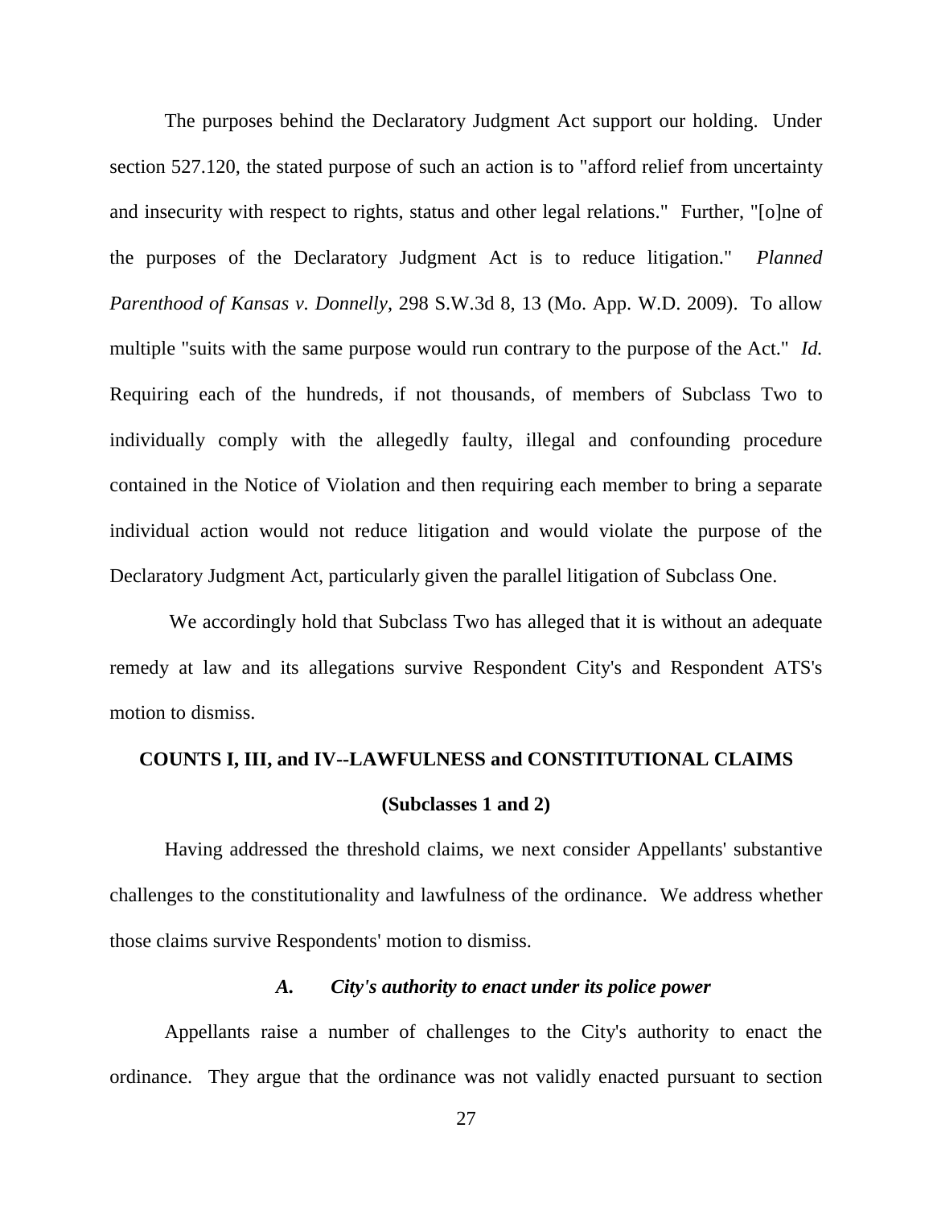The purposes behind the Declaratory Judgment Act support our holding. Under section 527.120, the stated purpose of such an action is to "afford relief from uncertainty and insecurity with respect to rights, status and other legal relations." Further, "[o]ne of the purposes of the Declaratory Judgment Act is to reduce litigation." *Planned Parenthood of Kansas v. Donnelly*, 298 S.W.3d 8, 13 (Mo. App. W.D. 2009). To allow multiple "suits with the same purpose would run contrary to the purpose of the Act." *Id.* Requiring each of the hundreds, if not thousands, of members of Subclass Two to individually comply with the allegedly faulty, illegal and confounding procedure contained in the Notice of Violation and then requiring each member to bring a separate individual action would not reduce litigation and would violate the purpose of the Declaratory Judgment Act, particularly given the parallel litigation of Subclass One.

We accordingly hold that Subclass Two has alleged that it is without an adequate remedy at law and its allegations survive Respondent City's and Respondent ATS's motion to dismiss.

## COUNTS I, III, and IV--LAWFULNESS and CONSTITUTIONAL CLAIMS (Subclasses 1 and 2)

Having addressed the threshold claims, we next consider Appellants' substantive challenges to the constitutionality and lawfulness of the ordinance. We address whether those claims survive Respondents' motion to dismiss.

### *A. City's authority to enact under its police power*

Appellants raise a number of challenges to the City's authority to enact the ordinance. They argue that the ordinance was not validly enacted pursuant to section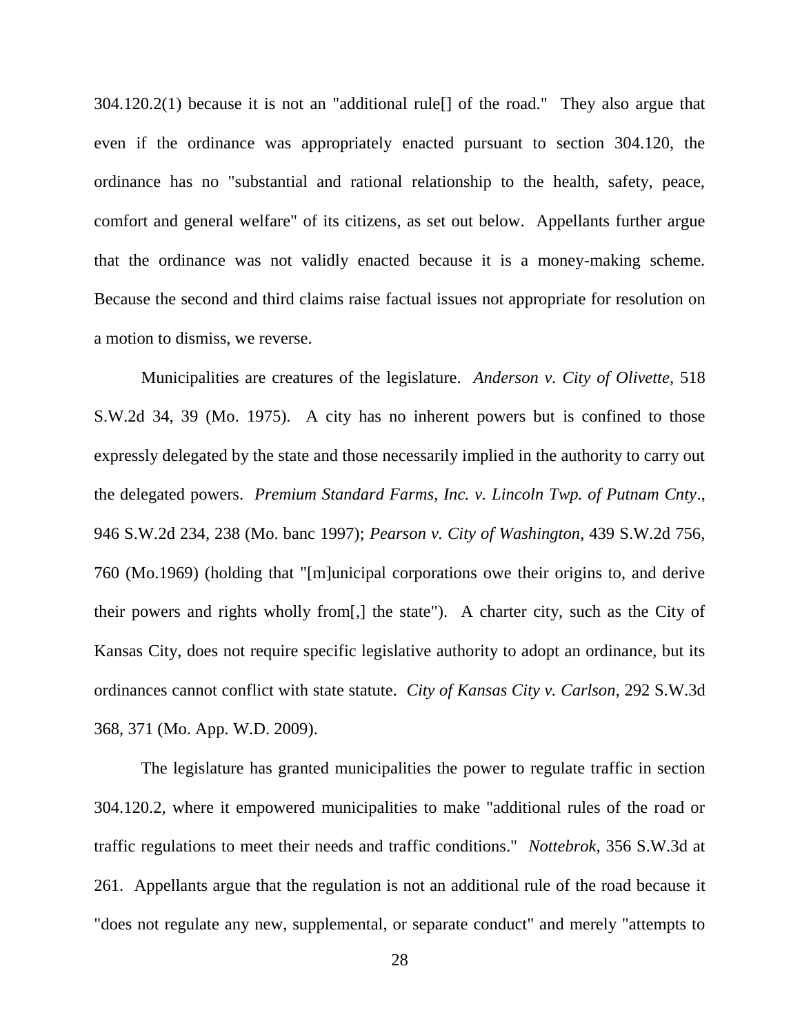304.120.2(1) because it is not an "additional rule[] of the road." They also argue that even if the ordinance was appropriately enacted pursuant to section 304.120, the ordinance has no "substantial and rational relationship to the health, safety, peace, comfort and general welfare" of its citizens, as set out below. Appellants further argue that the ordinance was not validly enacted because it is a money-making scheme. Because the second and third claims raise factual issues not appropriate for resolution on a motion to dismiss, we reverse.

Municipalities are creatures of the legislature. *Anderson v. City of Olivette*, 518 S.W.2d 34, 39 (Mo. 1975). A city has no inherent powers but is confined to those expressly delegated by the state and those necessarily implied in the authority to carry out the delegated powers. *Premium Standard Farms, Inc. v. Lincoln Twp. of Putnam Cnty*., 946 S.W.2d 234, 238 (Mo. banc 1997); *Pearson v. City of Washington*, 439 S.W.2d 756, 760 (Mo.1969) (holding that "[m]unicipal corporations owe their origins to, and derive their powers and rights wholly from[,] the state"). A charter city, such as the City of Kansas City, does not require specific legislative authority to adopt an ordinance, but its ordinances cannot conflict with state statute. *City of Kansas City v. Carlson*, 292 S.W.3d 368, 371 (Mo. App. W.D. 2009).

The legislature has granted municipalities the power to regulate traffic in section 304.120.2, where it empowered municipalities to make "additional rules of the road or traffic regulations to meet their needs and traffic conditions." *Nottebrok*, 356 S.W.3d at 261. Appellants argue that the regulation is not an additional rule of the road because it "does not regulate any new, supplemental, or separate conduct" and merely "attempts to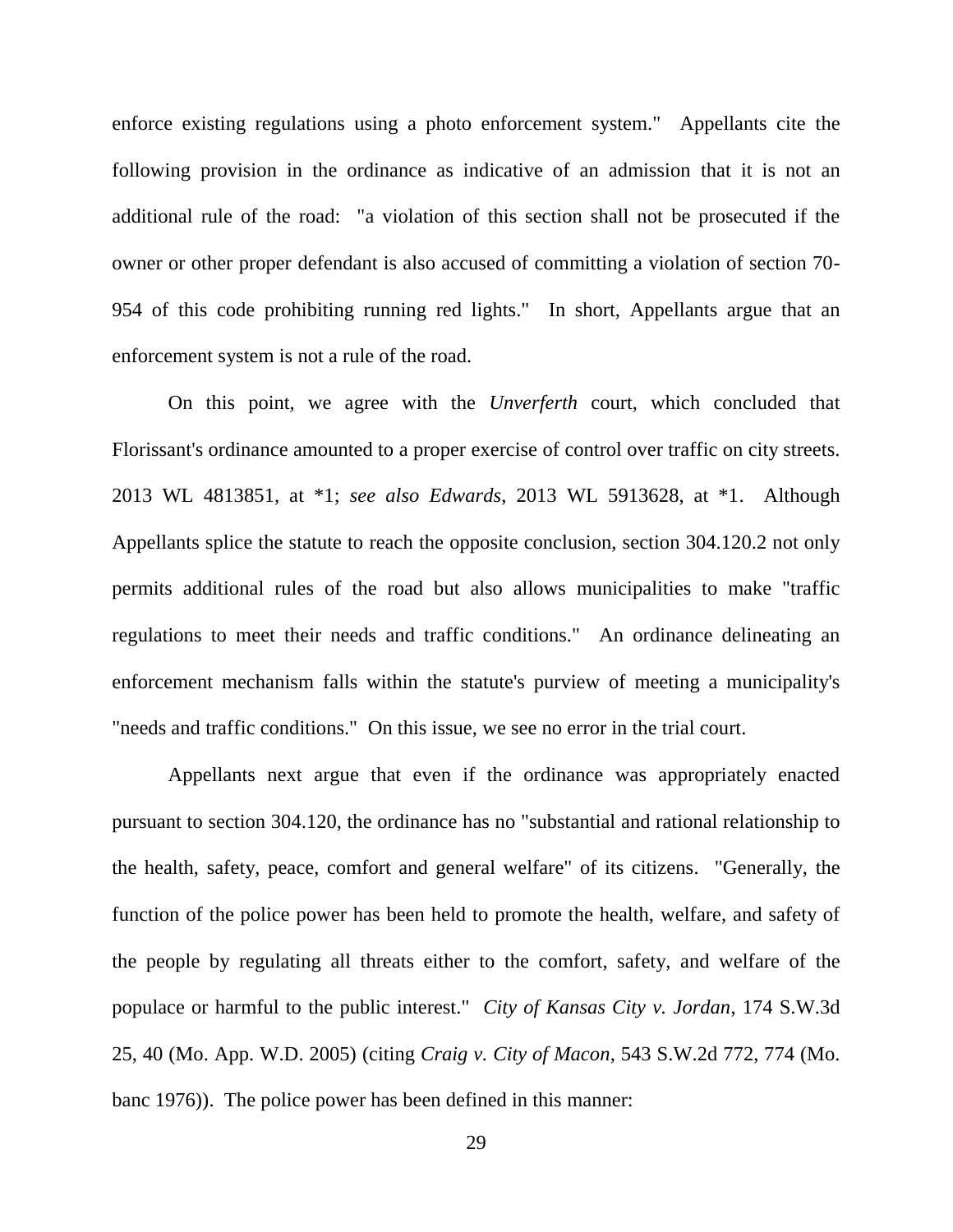enforce existing regulations using a photo enforcement system." Appellants cite the following provision in the ordinance as indicative of an admission that it is not an additional rule of the road: "a violation of this section shall not be prosecuted if the owner or other proper defendant is also accused of committing a violation of section 70-954 of this code prohibiting running red lights." In short, Appellants argue that an enforcement system is not a rule of the road.

On this point, we agree with the *Unverferth* court, which concluded that Florissant's ordinance amounted to a proper exercise of control over traffic on city streets. 2013 WL 4813851, at *1; *see also Edwards*, 2013 WL 5913628, at *1. Although Appellants splice the statute to reach the opposite conclusion, section 304.120.2 not only permits additional rules of the road but also allows municipalities to make "traffic regulations to meet their needs and traffic conditions." An ordinance delineating an enforcement mechanism falls within the statute's purview of meeting a municipality's "needs and traffic conditions." On this issue, we see no error in the trial court.

Appellants next argue that even if the ordinance was appropriately enacted pursuant to section 304.120, the ordinance has no "substantial and rational relationship to the health, safety, peace, comfort and general welfare" of its citizens. "Generally, the function of the police power has been held to promote the health, welfare, and safety of the people by regulating all threats either to the comfort, safety, and welfare of the populace or harmful to the public interest." *City of Kansas City v. Jordan*, 174 S.W.3d 25, 40 (Mo. App. W.D. 2005) (citing *Craig v. City of Macon*, 543 S.W.2d 772, 774 (Mo. banc 1976)). The police power has been defined in this manner: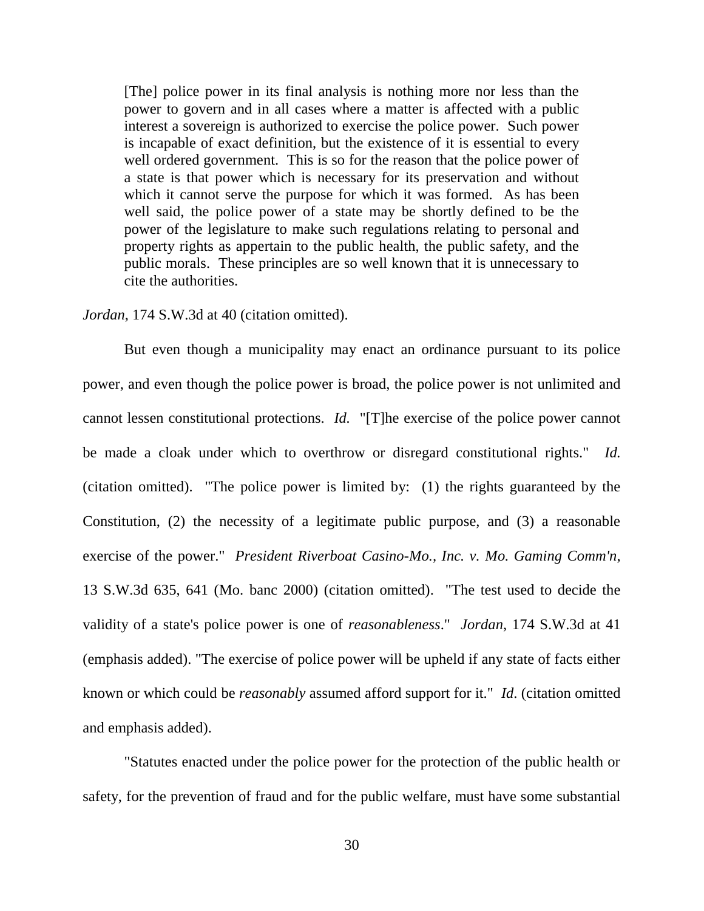> [The] police power in its final analysis is nothing more nor less than the power to govern and in all cases where a matter is affected with a public interest a sovereign is authorized to exercise the police power. Such power is incapable of exact definition, but the existence of it is essential to every well ordered government. This is so for the reason that the police power of a state is that power which is necessary for its preservation and without which it cannot serve the purpose for which it was formed. As has been well said, the police power of a state may be shortly defined to be the power of the legislature to make such regulations relating to personal and property rights as appertain to the public health, the public safety, and the public morals. These principles are so well known that it is unnecessary to cite the authorities.

*Jordan*, 174 S.W.3d at 40 (citation omitted).

But even though a municipality may enact an ordinance pursuant to its police power, and even though the police power is broad, the police power is not unlimited and cannot lessen constitutional protections. *Id.* "[T]he exercise of the police power cannot be made a cloak under which to overthrow or disregard constitutional rights." *Id.* (citation omitted). "The police power is limited by: (1) the rights guaranteed by the Constitution, (2) the necessity of a legitimate public purpose, and (3) a reasonable exercise of the power." *President Riverboat Casino-Mo., Inc. v. Mo. Gaming Comm'n*, 13 S.W.3d 635, 641 (Mo. banc 2000) (citation omitted). "The test used to decide the validity of a state's police power is one of *reasonableness*." *Jordan*, 174 S.W.3d at 41 (emphasis added). "The exercise of police power will be upheld if any state of facts either known or which could be *reasonably* assumed afford support for it." *Id*. (citation omitted and emphasis added).

"Statutes enacted under the police power for the protection of the public health or safety, for the prevention of fraud and for the public welfare, must have some substantial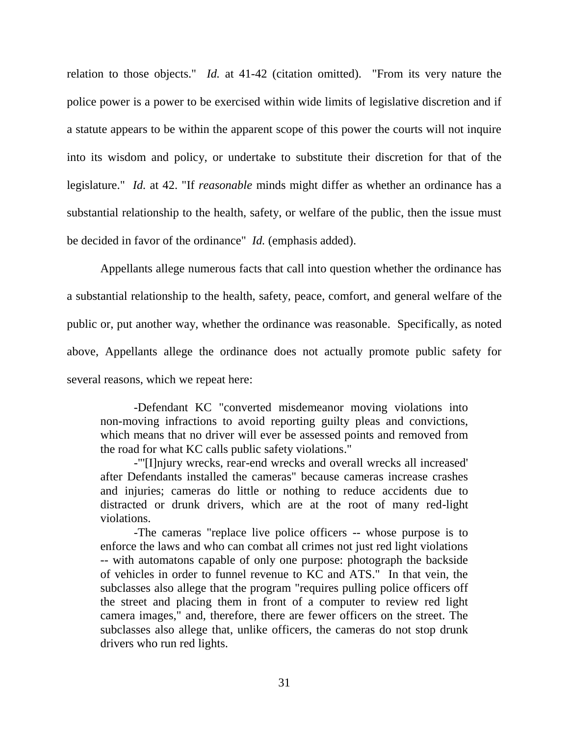relation to those objects." *Id.* at 41-42 (citation omitted). "From its very nature the police power is a power to be exercised within wide limits of legislative discretion and if a statute appears to be within the apparent scope of this power the courts will not inquire into its wisdom and policy, or undertake to substitute their discretion for that of the legislature." *Id.* at 42. "If *reasonable* minds might differ as whether an ordinance has a substantial relationship to the health, safety, or welfare of the public, then the issue must be decided in favor of the ordinance" *Id.* (emphasis added).

Appellants allege numerous facts that call into question whether the ordinance has a substantial relationship to the health, safety, peace, comfort, and general welfare of the public or, put another way, whether the ordinance was reasonable. Specifically, as noted above, Appellants allege the ordinance does not actually promote public safety for several reasons, which we repeat here:

> -Defendant KC "converted misdemeanor moving violations into non-moving infractions to avoid reporting guilty pleas and convictions, which means that no driver will ever be assessed points and removed from the road for what KC calls public safety violations."
>
> -"'[I]njury wrecks, rear-end wrecks and overall wrecks all increased' after Defendants installed the cameras" because cameras increase crashes and injuries; cameras do little or nothing to reduce accidents due to distracted or drunk drivers, which are at the root of many red-light violations.
>
> -The cameras "replace live police officers -- whose purpose is to enforce the laws and who can combat all crimes not just red light violations -- with automatons capable of only one purpose: photograph the backside of vehicles in order to funnel revenue to KC and ATS." In that vein, the subclasses also allege that the program "requires pulling police officers off the street and placing them in front of a computer to review red light camera images," and, therefore, there are fewer officers on the street. The subclasses also allege that, unlike officers, the cameras do not stop drunk drivers who run red lights.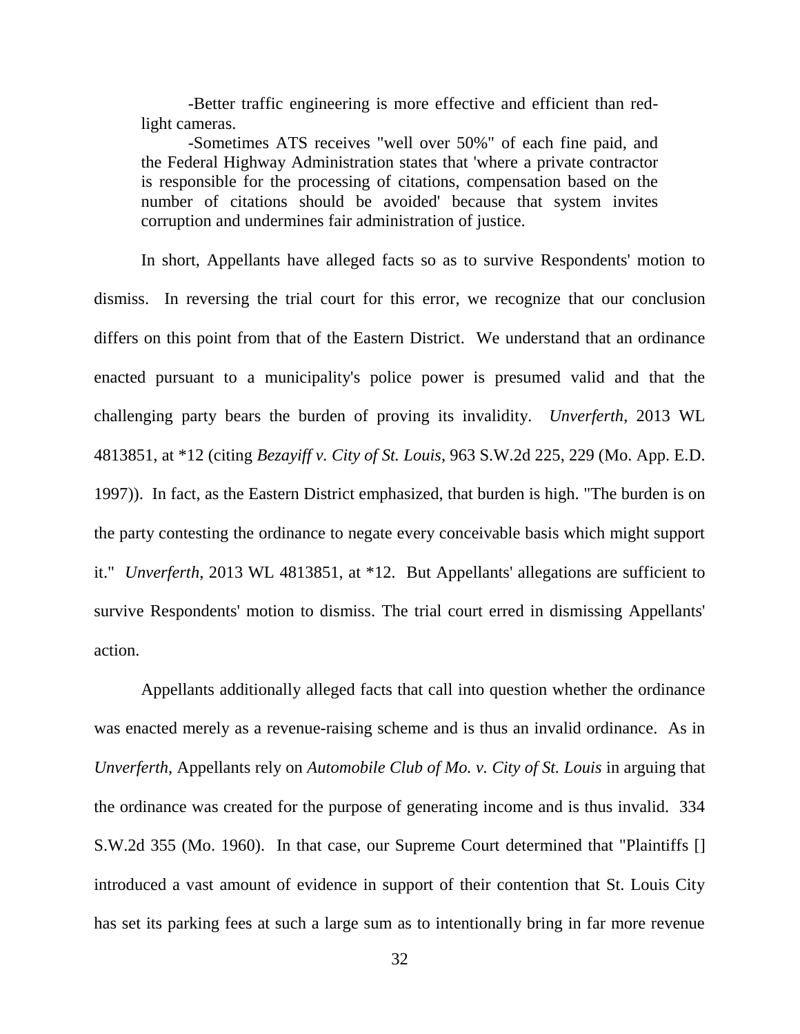> -Better traffic engineering is more effective and efficient than red-light cameras.
>
> -Sometimes ATS receives "well over 50%" of each fine paid, and the Federal Highway Administration states that 'where a private contractor is responsible for the processing of citations, compensation based on the number of citations should be avoided' because that system invites corruption and undermines fair administration of justice.

In short, Appellants have alleged facts so as to survive Respondents' motion to dismiss. In reversing the trial court for this error, we recognize that our conclusion differs on this point from that of the Eastern District. We understand that an ordinance enacted pursuant to a municipality's police power is presumed valid and that the challenging party bears the burden of proving its invalidity. *Unverferth*, 2013 WL 4813851, at *12 (citing *Bezayiff v. City of St. Louis*, 963 S.W.2d 225, 229 (Mo. App. E.D. 1997)). In fact, as the Eastern District emphasized, that burden is high. "The burden is on the party contesting the ordinance to negate every conceivable basis which might support it." *Unverferth*, 2013 WL 4813851, at *12. But Appellants' allegations are sufficient to survive Respondents' motion to dismiss. The trial court erred in dismissing Appellants' action.

Appellants additionally alleged facts that call into question whether the ordinance was enacted merely as a revenue-raising scheme and is thus an invalid ordinance. As in *Unverferth*, Appellants rely on *Automobile Club of Mo. v. City of St. Louis* in arguing that the ordinance was created for the purpose of generating income and is thus invalid. 334 S.W.2d 355 (Mo. 1960). In that case, our Supreme Court determined that "Plaintiffs [] introduced a vast amount of evidence in support of their contention that St. Louis City has set its parking fees at such a large sum as to intentionally bring in far more revenue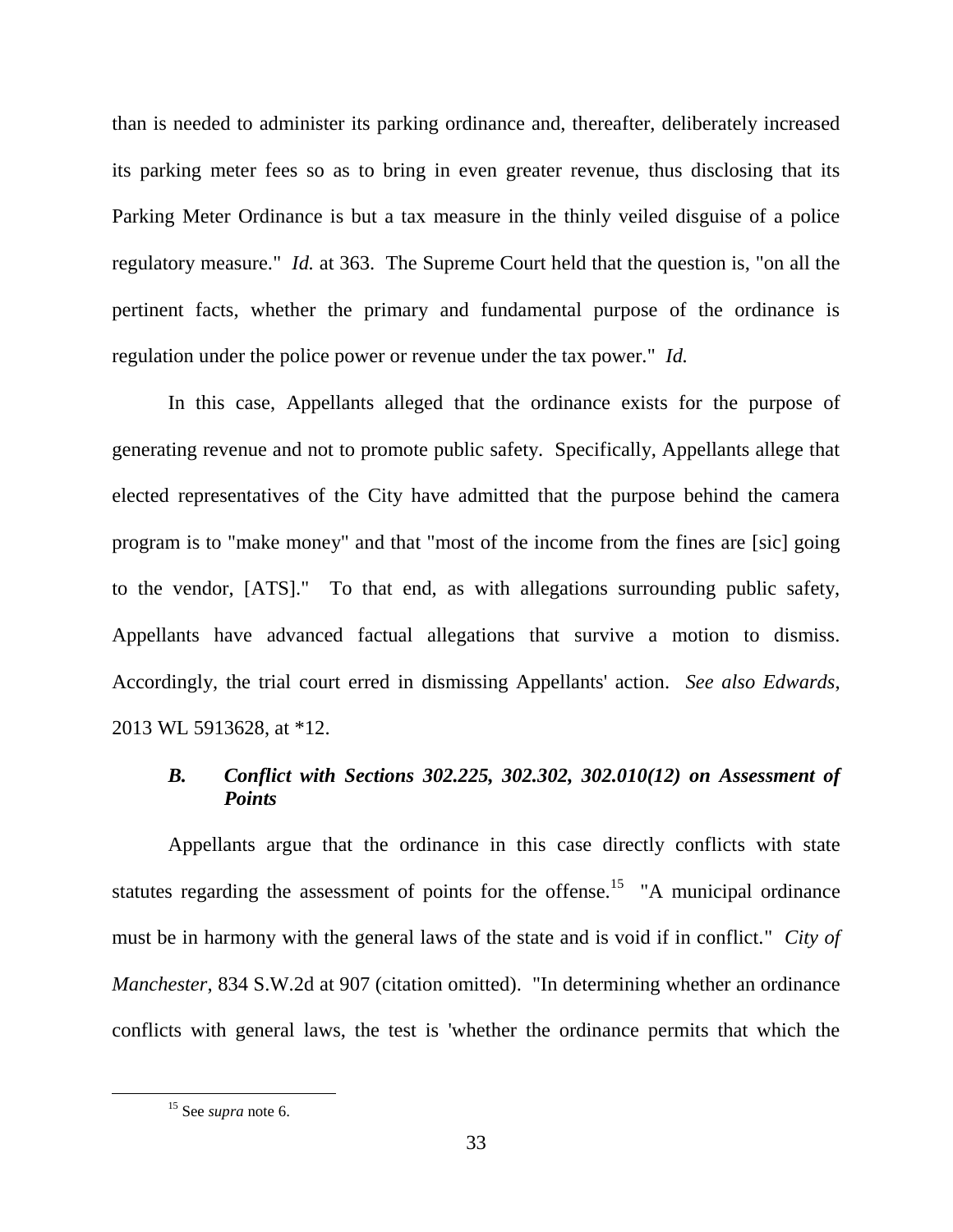than is needed to administer its parking ordinance and, thereafter, deliberately increased its parking meter fees so as to bring in even greater revenue, thus disclosing that its Parking Meter Ordinance is but a tax measure in the thinly veiled disguise of a police regulatory measure." *Id.* at 363. The Supreme Court held that the question is, "on all the pertinent facts, whether the primary and fundamental purpose of the ordinance is regulation under the police power or revenue under the tax power." *Id.*

In this case, Appellants alleged that the ordinance exists for the purpose of generating revenue and not to promote public safety. Specifically, Appellants allege that elected representatives of the City have admitted that the purpose behind the camera program is to "make money" and that "most of the income from the fines are [sic] going to the vendor, [ATS]." To that end, as with allegations surrounding public safety, Appellants have advanced factual allegations that survive a motion to dismiss. Accordingly, the trial court erred in dismissing Appellants' action. *See also Edwards*, 2013 WL 5913628, at *12.

### *B. Conflict with Sections 302.225, 302.302, 302.010(12) on Assessment of Points*

Appellants argue that the ordinance in this case directly conflicts with state statutes regarding the assessment of points for the offense.[15] "A municipal ordinance must be in harmony with the general laws of the state and is void if in conflict." *City of Manchester*, 834 S.W.2d at 907 (citation omitted). "In determining whether an ordinance conflicts with general laws, the test is 'whether the ordinance permits that which the

[15] See *supra* note 6.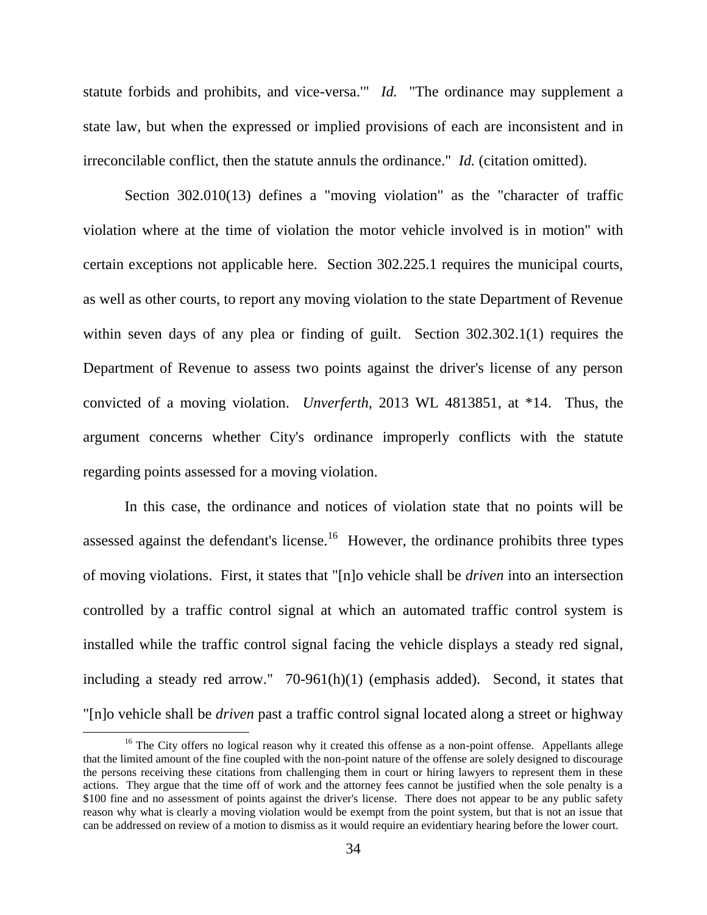statute forbids and prohibits, and vice-versa.'" *Id.* "The ordinance may supplement a state law, but when the expressed or implied provisions of each are inconsistent and in irreconcilable conflict, then the statute annuls the ordinance." *Id.* (citation omitted).

Section 302.010(13) defines a "moving violation" as the "character of traffic violation where at the time of violation the motor vehicle involved is in motion" with certain exceptions not applicable here. Section 302.225.1 requires the municipal courts, as well as other courts, to report any moving violation to the state Department of Revenue within seven days of any plea or finding of guilt. Section 302.302.1(1) requires the Department of Revenue to assess two points against the driver's license of any person convicted of a moving violation. *Unverferth*, 2013 WL 4813851, at *14. Thus, the argument concerns whether City's ordinance improperly conflicts with the statute regarding points assessed for a moving violation.

In this case, the ordinance and notices of violation state that no points will be assessed against the defendant's license.[16] However, the ordinance prohibits three types of moving violations. First, it states that "[n]o vehicle shall be *driven* into an intersection controlled by a traffic control signal at which an automated traffic control system is installed while the traffic control signal facing the vehicle displays a steady red signal, including a steady red arrow." 70-961(h)(1) (emphasis added). Second, it states that "[n]o vehicle shall be *driven* past a traffic control signal located along a street or highway

[16] The City offers no logical reason why it created this offense as a non-point offense. Appellants allege that the limited amount of the fine coupled with the non-point nature of the offense are solely designed to discourage the persons receiving these citations from challenging them in court or hiring lawyers to represent them in these actions. They argue that the time off of work and the attorney fees cannot be justified when the sole penalty is a $100 fine and no assessment of points against the driver's license. There does not appear to be any public safety reason why what is clearly a moving violation would be exempt from the point system, but that is not an issue that can be addressed on review of a motion to dismiss as it would require an evidentiary hearing before the lower court.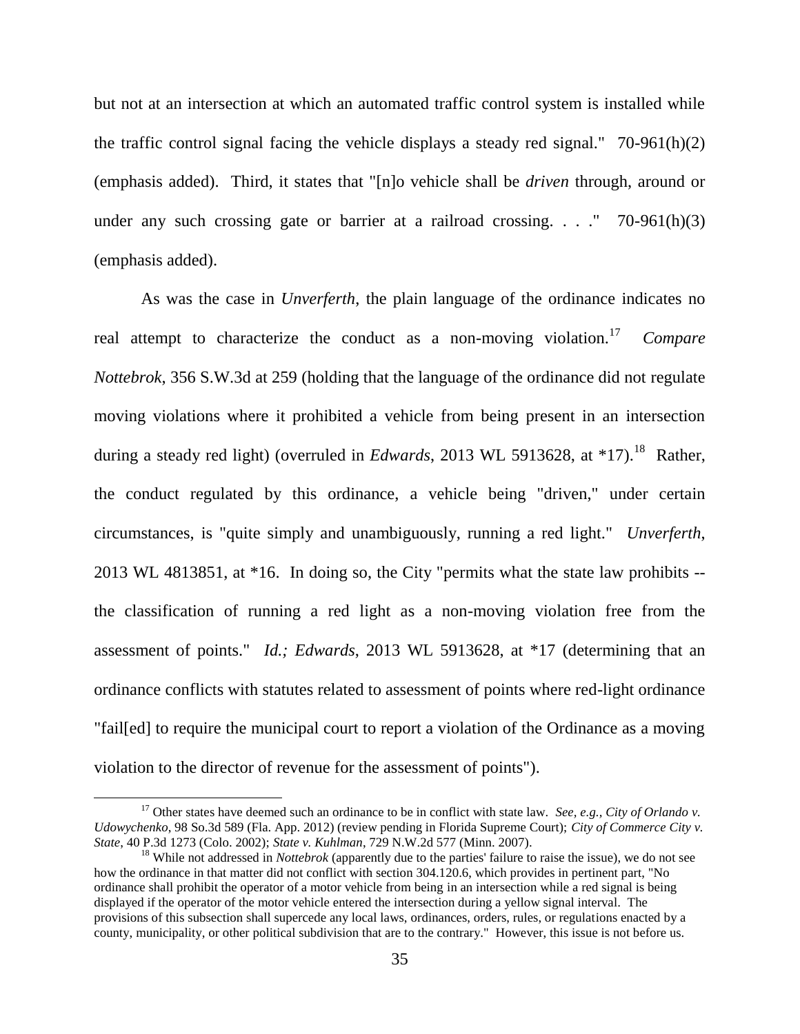but not at an intersection at which an automated traffic control system is installed while the traffic control signal facing the vehicle displays a steady red signal." 70-961(h)(2) (emphasis added). Third, it states that "[n]o vehicle shall be *driven* through, around or under any such crossing gate or barrier at a railroad crossing. . . ." 70-961(h)(3) (emphasis added).

As was the case in *Unverferth*, the plain language of the ordinance indicates no real attempt to characterize the conduct as a non-moving violation.[17] *Compare Nottebrok*, 356 S.W.3d at 259 (holding that the language of the ordinance did not regulate moving violations where it prohibited a vehicle from being present in an intersection during a steady red light) (overruled in *Edwards*, 2013 WL 5913628, at *17).[18] Rather, the conduct regulated by this ordinance, a vehicle being "driven," under certain circumstances, is "quite simply and unambiguously, running a red light." *Unverferth*, 2013 WL 4813851, at *16. In doing so, the City "permits what the state law prohibits -- the classification of running a red light as a non-moving violation free from the assessment of points." *Id.; Edwards*, 2013 WL 5913628, at *17 (determining that an ordinance conflicts with statutes related to assessment of points where red-light ordinance "fail[ed] to require the municipal court to report a violation of the Ordinance as a moving violation to the director of revenue for the assessment of points").

---

[17] Other states have deemed such an ordinance to be in conflict with state law. *See, e.g., City of Orlando v. Udowychenko*, 98 So.3d 589 (Fla. App. 2012) (review pending in Florida Supreme Court); *City of Commerce City v. State*, 40 P.3d 1273 (Colo. 2002); *State v. Kuhlman*, 729 N.W.2d 577 (Minn. 2007).

[18] While not addressed in *Nottebrok* (apparently due to the parties' failure to raise the issue), we do not see how the ordinance in that matter did not conflict with section 304.120.6, which provides in pertinent part, "No ordinance shall prohibit the operator of a motor vehicle from being in an intersection while a red signal is being displayed if the operator of the motor vehicle entered the intersection during a yellow signal interval. The provisions of this subsection shall supercede any local laws, ordinances, orders, rules, or regulations enacted by a county, municipality, or other political subdivision that are to the contrary." However, this issue is not before us.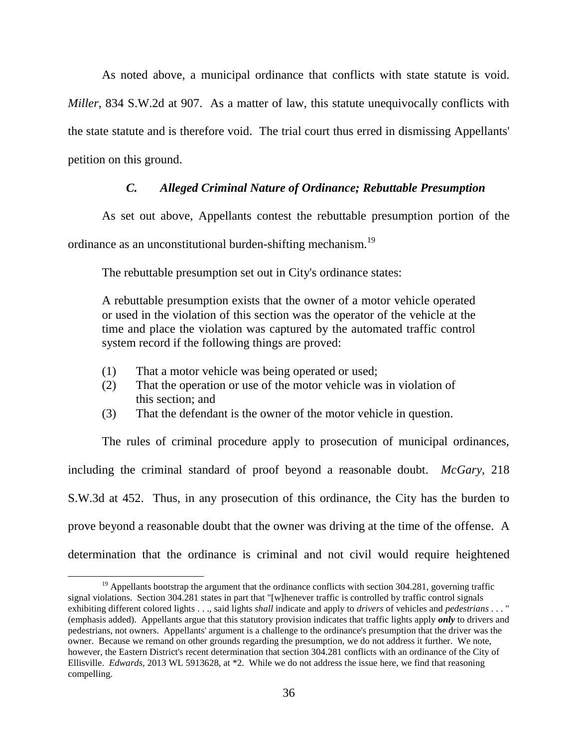As noted above, a municipal ordinance that conflicts with state statute is void. *Miller*, 834 S.W.2d at 907. As a matter of law, this statute unequivocally conflicts with the state statute and is therefore void. The trial court thus erred in dismissing Appellants' petition on this ground.

### *C. Alleged Criminal Nature of Ordinance; Rebuttable Presumption*

As set out above, Appellants contest the rebuttable presumption portion of the ordinance as an unconstitutional burden-shifting mechanism.[19]

The rebuttable presumption set out in City's ordinance states:

> A rebuttable presumption exists that the owner of a motor vehicle operated or used in the violation of this section was the operator of the vehicle at the time and place the violation was captured by the automated traffic control system record if the following things are proved:
>
> (1) That a motor vehicle was being operated or used;
> (2) That the operation or use of the motor vehicle was in violation of this section; and
> (3) That the defendant is the owner of the motor vehicle in question.

The rules of criminal procedure apply to prosecution of municipal ordinances, including the criminal standard of proof beyond a reasonable doubt. *McGary*, 218 S.W.3d at 452. Thus, in any prosecution of this ordinance, the City has the burden to prove beyond a reasonable doubt that the owner was driving at the time of the offense. A determination that the ordinance is criminal and not civil would require heightened

---

[19] Appellants bootstrap the argument that the ordinance conflicts with section 304.281, governing traffic signal violations. Section 304.281 states in part that "[w]henever traffic is controlled by traffic control signals exhibiting different colored lights . . ., said lights *shall* indicate and apply to *drivers* of vehicles and *pedestrians* . . . " (emphasis added). Appellants argue that this statutory provision indicates that traffic lights apply ***only*** to drivers and pedestrians, not owners. Appellants' argument is a challenge to the ordinance's presumption that the driver was the owner. Because we remand on other grounds regarding the presumption, we do not address it further. We note, however, the Eastern District's recent determination that section 304.281 conflicts with an ordinance of the City of Ellisville. *Edwards*, 2013 WL 5913628, at *2. While we do not address the issue here, we find that reasoning compelling.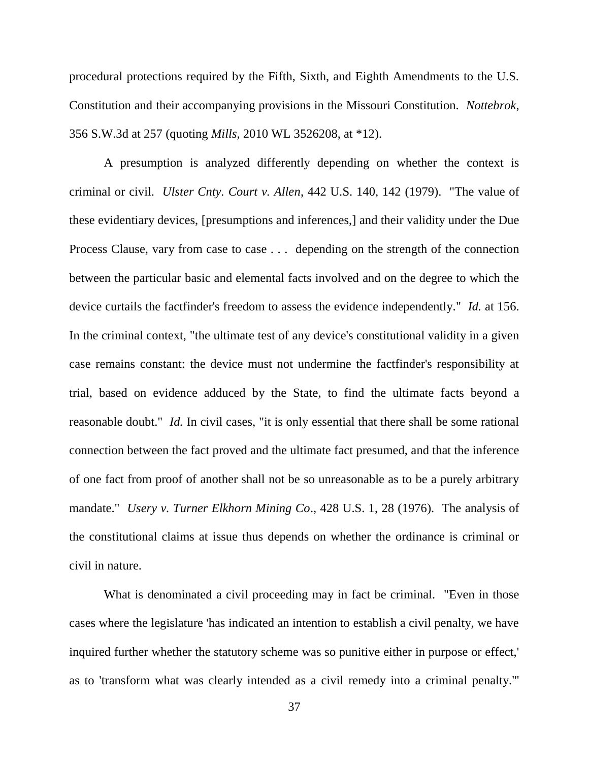procedural protections required by the Fifth, Sixth, and Eighth Amendments to the U.S. Constitution and their accompanying provisions in the Missouri Constitution. *Nottebrok*, 356 S.W.3d at 257 (quoting *Mills*, 2010 WL 3526208, at *12).

A presumption is analyzed differently depending on whether the context is criminal or civil. *Ulster Cnty. Court v. Allen*, 442 U.S. 140, 142 (1979). "The value of these evidentiary devices, [presumptions and inferences,] and their validity under the Due Process Clause, vary from case to case . . . depending on the strength of the connection between the particular basic and elemental facts involved and on the degree to which the device curtails the factfinder's freedom to assess the evidence independently." *Id.* at 156. In the criminal context, "the ultimate test of any device's constitutional validity in a given case remains constant: the device must not undermine the factfinder's responsibility at trial, based on evidence adduced by the State, to find the ultimate facts beyond a reasonable doubt." *Id.* In civil cases, "it is only essential that there shall be some rational connection between the fact proved and the ultimate fact presumed, and that the inference of one fact from proof of another shall not be so unreasonable as to be a purely arbitrary mandate." *Usery v. Turner Elkhorn Mining Co*., 428 U.S. 1, 28 (1976). The analysis of the constitutional claims at issue thus depends on whether the ordinance is criminal or civil in nature.

What is denominated a civil proceeding may in fact be criminal. "Even in those cases where the legislature 'has indicated an intention to establish a civil penalty, we have inquired further whether the statutory scheme was so punitive either in purpose or effect,' as to 'transform what was clearly intended as a civil remedy into a criminal penalty.'"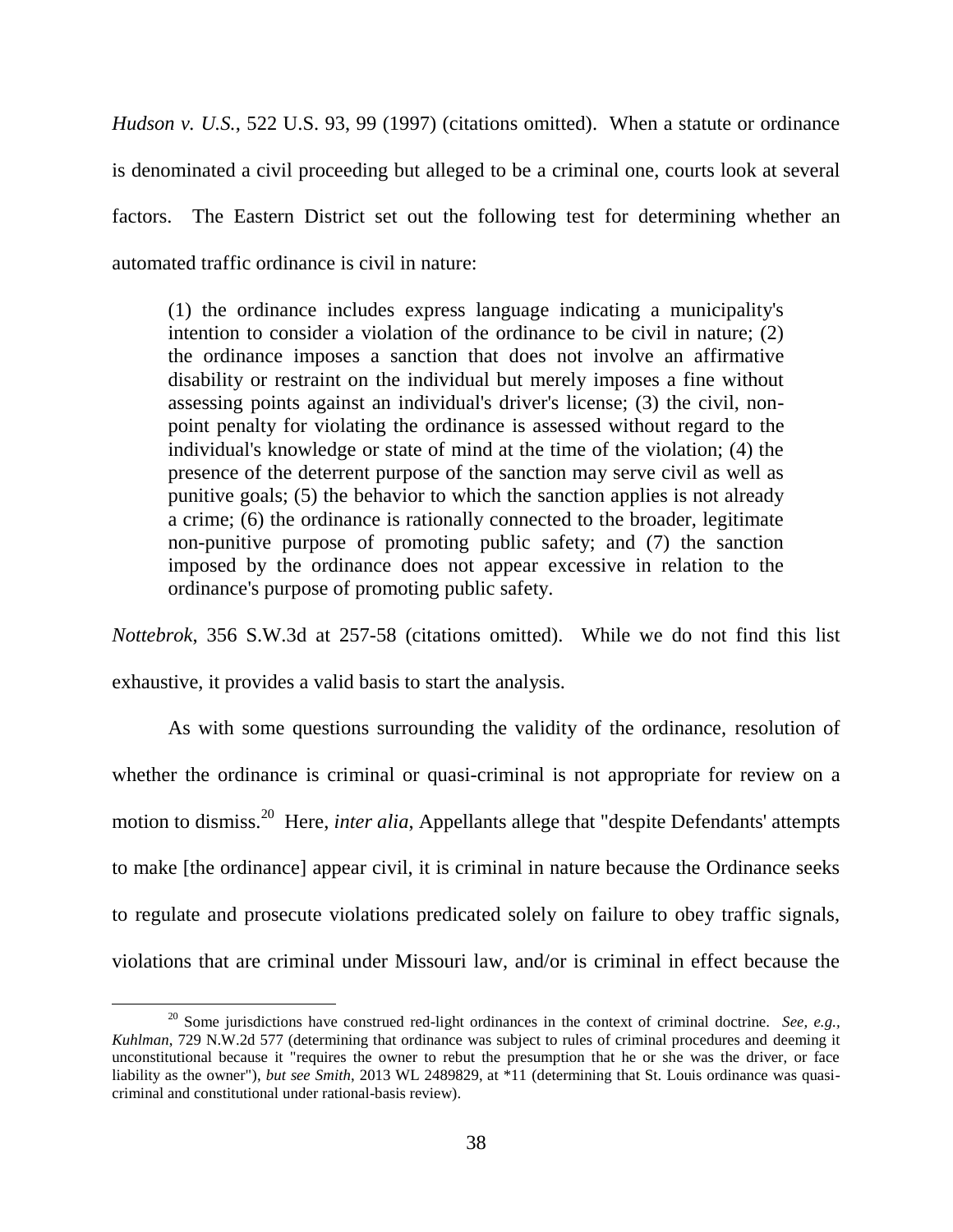*Hudson v. U.S.*, 522 U.S. 93, 99 (1997) (citations omitted). When a statute or ordinance is denominated a civil proceeding but alleged to be a criminal one, courts look at several factors. The Eastern District set out the following test for determining whether an automated traffic ordinance is civil in nature:

> (1) the ordinance includes express language indicating a municipality's intention to consider a violation of the ordinance to be civil in nature; (2) the ordinance imposes a sanction that does not involve an affirmative disability or restraint on the individual but merely imposes a fine without assessing points against an individual's driver's license; (3) the civil, non-point penalty for violating the ordinance is assessed without regard to the individual's knowledge or state of mind at the time of the violation; (4) the presence of the deterrent purpose of the sanction may serve civil as well as punitive goals; (5) the behavior to which the sanction applies is not already a crime; (6) the ordinance is rationally connected to the broader, legitimate non-punitive purpose of promoting public safety; and (7) the sanction imposed by the ordinance does not appear excessive in relation to the ordinance's purpose of promoting public safety.

*Nottebrok*, 356 S.W.3d at 257-58 (citations omitted). While we do not find this list exhaustive, it provides a valid basis to start the analysis.

As with some questions surrounding the validity of the ordinance, resolution of whether the ordinance is criminal or quasi-criminal is not appropriate for review on a motion to dismiss.[20] Here, *inter alia*, Appellants allege that "despite Defendants' attempts to make [the ordinance] appear civil, it is criminal in nature because the Ordinance seeks to regulate and prosecute violations predicated solely on failure to obey traffic signals, violations that are criminal under Missouri law, and/or is criminal in effect because the

[20] Some jurisdictions have construed red-light ordinances in the context of criminal doctrine. *See, e.g.*, *Kuhlman*, 729 N.W.2d 577 (determining that ordinance was subject to rules of criminal procedures and deeming it unconstitutional because it "requires the owner to rebut the presumption that he or she was the driver, or face liability as the owner"), *but see Smith*, 2013 WL 2489829, at *11 (determining that St. Louis ordinance was quasi-criminal and constitutional under rational-basis review).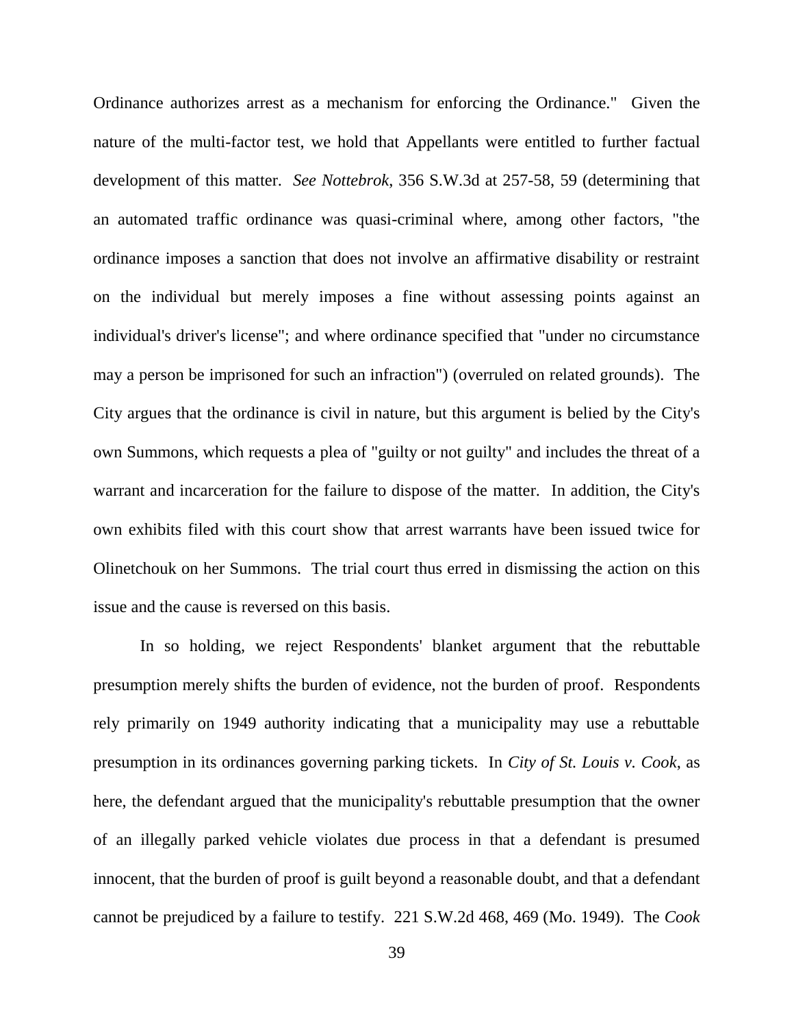Ordinance authorizes arrest as a mechanism for enforcing the Ordinance." Given the nature of the multi-factor test, we hold that Appellants were entitled to further factual development of this matter. *See Nottebrok*, 356 S.W.3d at 257-58, 59 (determining that an automated traffic ordinance was quasi-criminal where, among other factors, "the ordinance imposes a sanction that does not involve an affirmative disability or restraint on the individual but merely imposes a fine without assessing points against an individual's driver's license"; and where ordinance specified that "under no circumstance may a person be imprisoned for such an infraction") (overruled on related grounds). The City argues that the ordinance is civil in nature, but this argument is belied by the City's own Summons, which requests a plea of "guilty or not guilty" and includes the threat of a warrant and incarceration for the failure to dispose of the matter. In addition, the City's own exhibits filed with this court show that arrest warrants have been issued twice for Olinetchouk on her Summons. The trial court thus erred in dismissing the action on this issue and the cause is reversed on this basis.

In so holding, we reject Respondents' blanket argument that the rebuttable presumption merely shifts the burden of evidence, not the burden of proof. Respondents rely primarily on 1949 authority indicating that a municipality may use a rebuttable presumption in its ordinances governing parking tickets. In *City of St. Louis v. Cook*, as here, the defendant argued that the municipality's rebuttable presumption that the owner of an illegally parked vehicle violates due process in that a defendant is presumed innocent, that the burden of proof is guilt beyond a reasonable doubt, and that a defendant cannot be prejudiced by a failure to testify. 221 S.W.2d 468, 469 (Mo. 1949). The *Cook*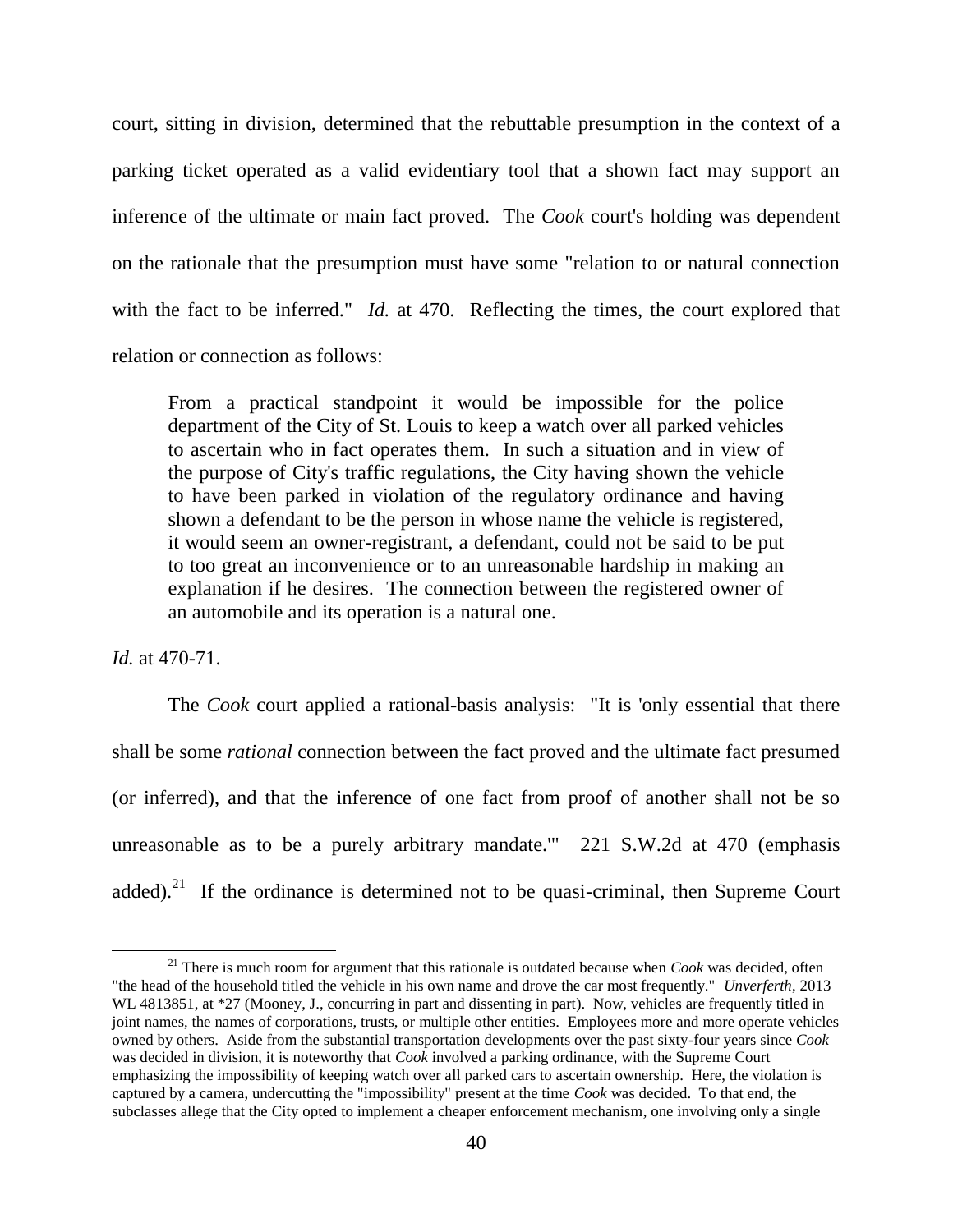court, sitting in division, determined that the rebuttable presumption in the context of a parking ticket operated as a valid evidentiary tool that a shown fact may support an inference of the ultimate or main fact proved. The *Cook* court's holding was dependent on the rationale that the presumption must have some "relation to or natural connection with the fact to be inferred." *Id.* at 470. Reflecting the times, the court explored that relation or connection as follows:

> From a practical standpoint it would be impossible for the police department of the City of St. Louis to keep a watch over all parked vehicles to ascertain who in fact operates them. In such a situation and in view of the purpose of City's traffic regulations, the City having shown the vehicle to have been parked in violation of the regulatory ordinance and having shown a defendant to be the person in whose name the vehicle is registered, it would seem an owner-registrant, a defendant, could not be said to be put to too great an inconvenience or to an unreasonable hardship in making an explanation if he desires. The connection between the registered owner of an automobile and its operation is a natural one.

*Id.* at 470-71.

The *Cook* court applied a rational-basis analysis: "It is 'only essential that there shall be some *rational* connection between the fact proved and the ultimate fact presumed (or inferred), and that the inference of one fact from proof of another shall not be so unreasonable as to be a purely arbitrary mandate.'" 221 S.W.2d at 470 (emphasis added).[21] If the ordinance is determined not to be quasi-criminal, then Supreme Court

[21] There is much room for argument that this rationale is outdated because when *Cook* was decided, often "the head of the household titled the vehicle in his own name and drove the car most frequently." *Unverferth*, 2013 WL 4813851, at *27 (Mooney, J., concurring in part and dissenting in part). Now, vehicles are frequently titled in joint names, the names of corporations, trusts, or multiple other entities. Employees more and more operate vehicles owned by others. Aside from the substantial transportation developments over the past sixty-four years since *Cook* was decided in division, it is noteworthy that *Cook* involved a parking ordinance, with the Supreme Court emphasizing the impossibility of keeping watch over all parked cars to ascertain ownership. Here, the violation is captured by a camera, undercutting the "impossibility" present at the time *Cook* was decided. To that end, the subclasses allege that the City opted to implement a cheaper enforcement mechanism, one involving only a single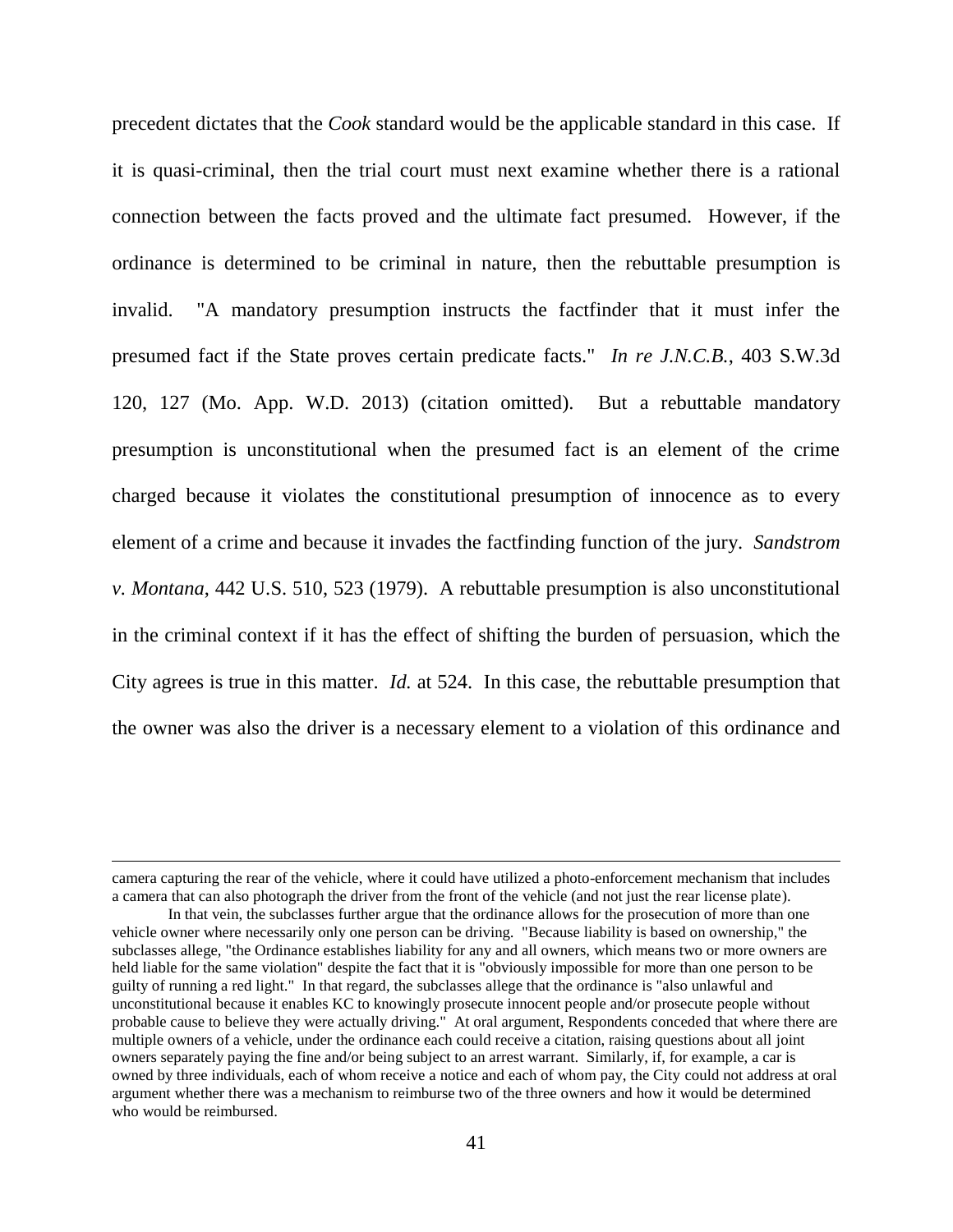precedent dictates that the *Cook* standard would be the applicable standard in this case. If it is quasi-criminal, then the trial court must next examine whether there is a rational connection between the facts proved and the ultimate fact presumed. However, if the ordinance is determined to be criminal in nature, then the rebuttable presumption is invalid. "A mandatory presumption instructs the factfinder that it must infer the presumed fact if the State proves certain predicate facts." *In re J.N.C.B.*, 403 S.W.3d 120, 127 (Mo. App. W.D. 2013) (citation omitted). But a rebuttable mandatory presumption is unconstitutional when the presumed fact is an element of the crime charged because it violates the constitutional presumption of innocence as to every element of a crime and because it invades the factfinding function of the jury. *Sandstrom v. Montana*, 442 U.S. 510, 523 (1979). A rebuttable presumption is also unconstitutional in the criminal context if it has the effect of shifting the burden of persuasion, which the City agrees is true in this matter. *Id.* at 524. In this case, the rebuttable presumption that the owner was also the driver is a necessary element to a violation of this ordinance and

---

camera capturing the rear of the vehicle, where it could have utilized a photo-enforcement mechanism that includes a camera that can also photograph the driver from the front of the vehicle (and not just the rear license plate).

In that vein, the subclasses further argue that the ordinance allows for the prosecution of more than one vehicle owner where necessarily only one person can be driving. "Because liability is based on ownership," the subclasses allege, "the Ordinance establishes liability for any and all owners, which means two or more owners are held liable for the same violation" despite the fact that it is "obviously impossible for more than one person to be guilty of running a red light." In that regard, the subclasses allege that the ordinance is "also unlawful and unconstitutional because it enables KC to knowingly prosecute innocent people and/or prosecute people without probable cause to believe they were actually driving." At oral argument, Respondents conceded that where there are multiple owners of a vehicle, under the ordinance each could receive a citation, raising questions about all joint owners separately paying the fine and/or being subject to an arrest warrant. Similarly, if, for example, a car is owned by three individuals, each of whom receive a notice and each of whom pay, the City could not address at oral argument whether there was a mechanism to reimburse two of the three owners and how it would be determined who would be reimbursed.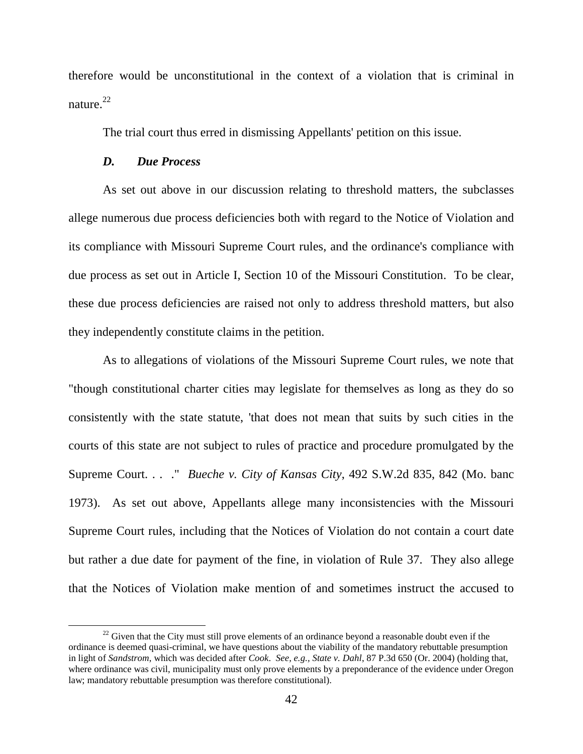therefore would be unconstitutional in the context of a violation that is criminal in nature.[22]

The trial court thus erred in dismissing Appellants' petition on this issue.

### *D. Due Process*

As set out above in our discussion relating to threshold matters, the subclasses allege numerous due process deficiencies both with regard to the Notice of Violation and its compliance with Missouri Supreme Court rules, and the ordinance's compliance with due process as set out in Article I, Section 10 of the Missouri Constitution. To be clear, these due process deficiencies are raised not only to address threshold matters, but also they independently constitute claims in the petition.

As to allegations of violations of the Missouri Supreme Court rules, we note that "though constitutional charter cities may legislate for themselves as long as they do so consistently with the state statute, 'that does not mean that suits by such cities in the courts of this state are not subject to rules of practice and procedure promulgated by the Supreme Court. . . .'" *Bueche v. City of Kansas City*, 492 S.W.2d 835, 842 (Mo. banc 1973). As set out above, Appellants allege many inconsistencies with the Missouri Supreme Court rules, including that the Notices of Violation do not contain a court date but rather a due date for payment of the fine, in violation of Rule 37. They also allege that the Notices of Violation make mention of and sometimes instruct the accused to

[22] Given that the City must still prove elements of an ordinance beyond a reasonable doubt even if the ordinance is deemed quasi-criminal, we have questions about the viability of the mandatory rebuttable presumption in light of *Sandstrom*, which was decided after *Cook*. *See, e.g., State v. Dahl*, 87 P.3d 650 (Or. 2004) (holding that, where ordinance was civil, municipality must only prove elements by a preponderance of the evidence under Oregon law; mandatory rebuttable presumption was therefore constitutional).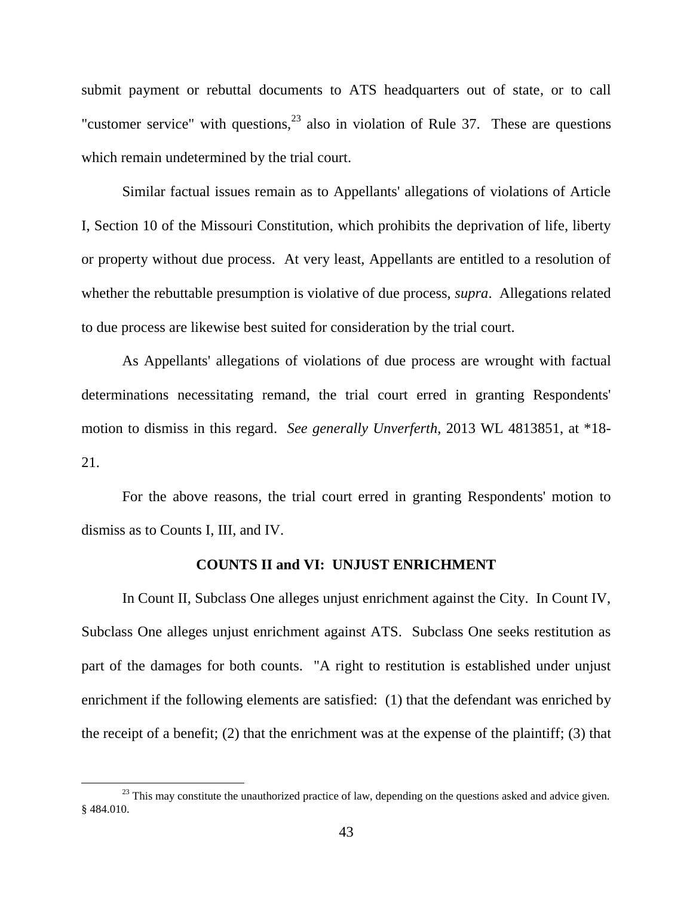submit payment or rebuttal documents to ATS headquarters out of state, or to call "customer service" with questions,[23] also in violation of Rule 37. These are questions which remain undetermined by the trial court.

Similar factual issues remain as to Appellants' allegations of violations of Article I, Section 10 of the Missouri Constitution, which prohibits the deprivation of life, liberty or property without due process. At very least, Appellants are entitled to a resolution of whether the rebuttable presumption is violative of due process, *supra*. Allegations related to due process are likewise best suited for consideration by the trial court.

As Appellants' allegations of violations of due process are wrought with factual determinations necessitating remand, the trial court erred in granting Respondents' motion to dismiss in this regard. *See generally Unverferth*, 2013 WL 4813851, at *18-21.

For the above reasons, the trial court erred in granting Respondents' motion to dismiss as to Counts I, III, and IV.

**COUNTS II and VI: UNJUST ENRICHMENT**

In Count II, Subclass One alleges unjust enrichment against the City. In Count IV, Subclass One alleges unjust enrichment against ATS. Subclass One seeks restitution as part of the damages for both counts. "A right to restitution is established under unjust enrichment if the following elements are satisfied: (1) that the defendant was enriched by the receipt of a benefit; (2) that the enrichment was at the expense of the plaintiff; (3) that

[23] This may constitute the unauthorized practice of law, depending on the questions asked and advice given. § 484.010.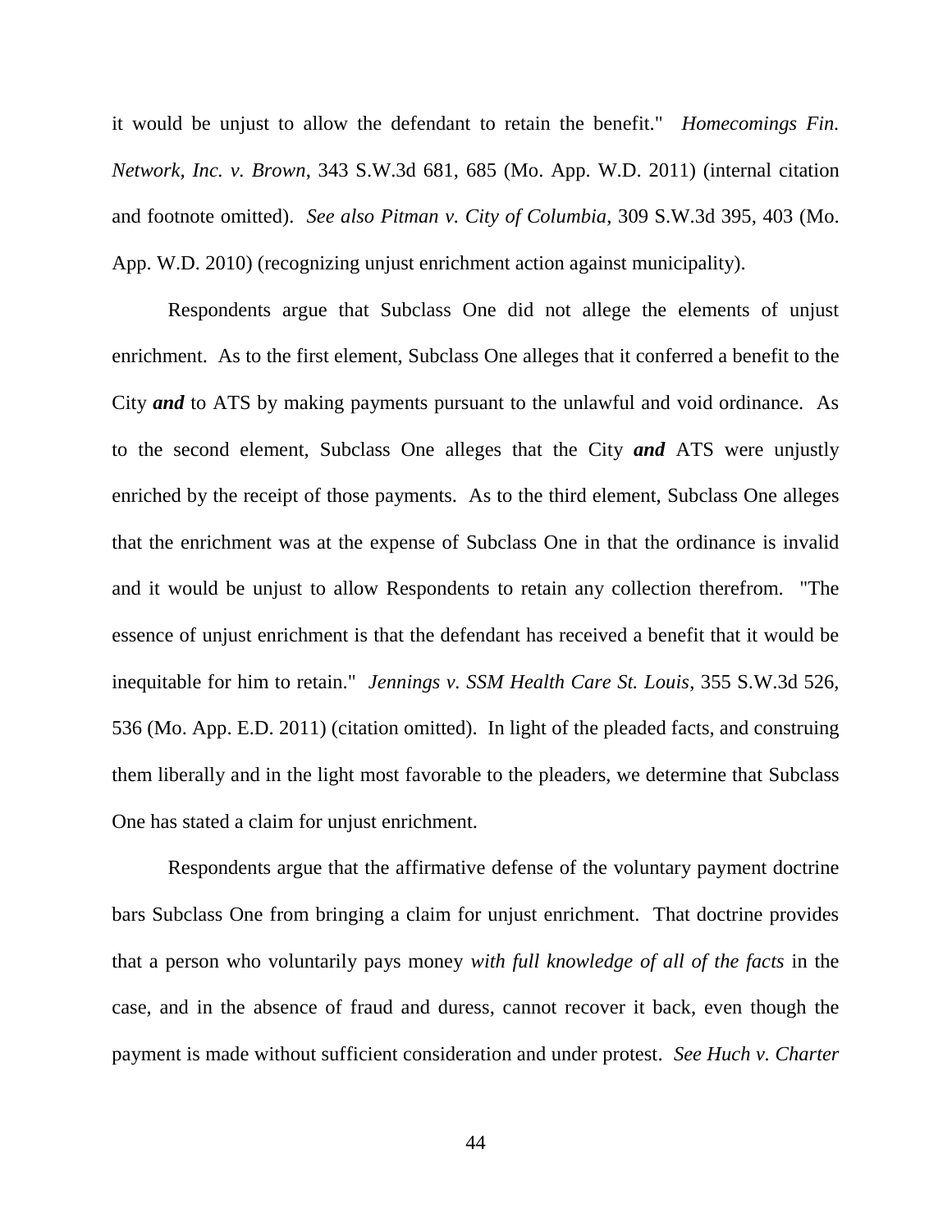it would be unjust to allow the defendant to retain the benefit." *Homecomings Fin. Network, Inc. v. Brown*, 343 S.W.3d 681, 685 (Mo. App. W.D. 2011) (internal citation and footnote omitted). *See also Pitman v. City of Columbia*, 309 S.W.3d 395, 403 (Mo. App. W.D. 2010) (recognizing unjust enrichment action against municipality).

Respondents argue that Subclass One did not allege the elements of unjust enrichment. As to the first element, Subclass One alleges that it conferred a benefit to the City ***and*** to ATS by making payments pursuant to the unlawful and void ordinance. As to the second element, Subclass One alleges that the City ***and*** ATS were unjustly enriched by the receipt of those payments. As to the third element, Subclass One alleges that the enrichment was at the expense of Subclass One in that the ordinance is invalid and it would be unjust to allow Respondents to retain any collection therefrom. "The essence of unjust enrichment is that the defendant has received a benefit that it would be inequitable for him to retain." *Jennings v. SSM Health Care St. Louis*, 355 S.W.3d 526, 536 (Mo. App. E.D. 2011) (citation omitted). In light of the pleaded facts, and construing them liberally and in the light most favorable to the pleaders, we determine that Subclass One has stated a claim for unjust enrichment.

Respondents argue that the affirmative defense of the voluntary payment doctrine bars Subclass One from bringing a claim for unjust enrichment. That doctrine provides that a person who voluntarily pays money *with full knowledge of all of the facts* in the case, and in the absence of fraud and duress, cannot recover it back, even though the payment is made without sufficient consideration and under protest. *See Huch v. Charter*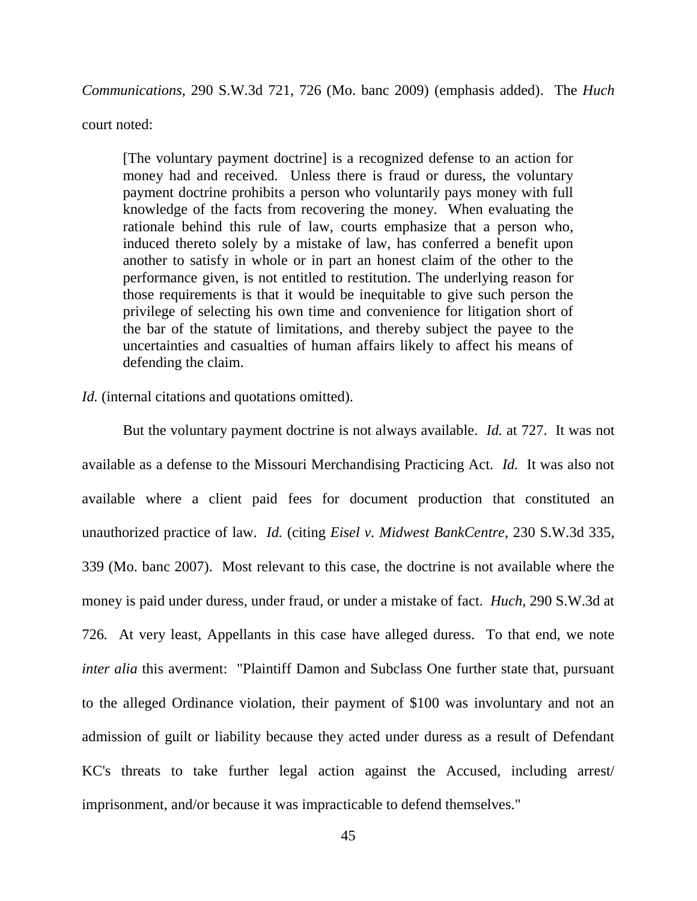*Communications*, 290 S.W.3d 721, 726 (Mo. banc 2009) (emphasis added). The *Huch* court noted:

> [The voluntary payment doctrine] is a recognized defense to an action for money had and received. Unless there is fraud or duress, the voluntary payment doctrine prohibits a person who voluntarily pays money with full knowledge of the facts from recovering the money. When evaluating the rationale behind this rule of law, courts emphasize that a person who, induced thereto solely by a mistake of law, has conferred a benefit upon another to satisfy in whole or in part an honest claim of the other to the performance given, is not entitled to restitution. The underlying reason for those requirements is that it would be inequitable to give such person the privilege of selecting his own time and convenience for litigation short of the bar of the statute of limitations, and thereby subject the payee to the uncertainties and casualties of human affairs likely to affect his means of defending the claim.

*Id.* (internal citations and quotations omitted).

But the voluntary payment doctrine is not always available. *Id.* at 727. It was not available as a defense to the Missouri Merchandising Practicing Act. *Id.* It was also not available where a client paid fees for document production that constituted an unauthorized practice of law. *Id.* (citing *Eisel v. Midwest BankCentre*, 230 S.W.3d 335, 339 (Mo. banc 2007). Most relevant to this case, the doctrine is not available where the money is paid under duress, under fraud, or under a mistake of fact. *Huch*, 290 S.W.3d at 726. At very least, Appellants in this case have alleged duress. To that end, we note *inter alia* this averment: "Plaintiff Damon and Subclass One further state that, pursuant to the alleged Ordinance violation, their payment of $100 was involuntary and not an admission of guilt or liability because they acted under duress as a result of Defendant KC's threats to take further legal action against the Accused, including arrest/ imprisonment, and/or because it was impracticable to defend themselves."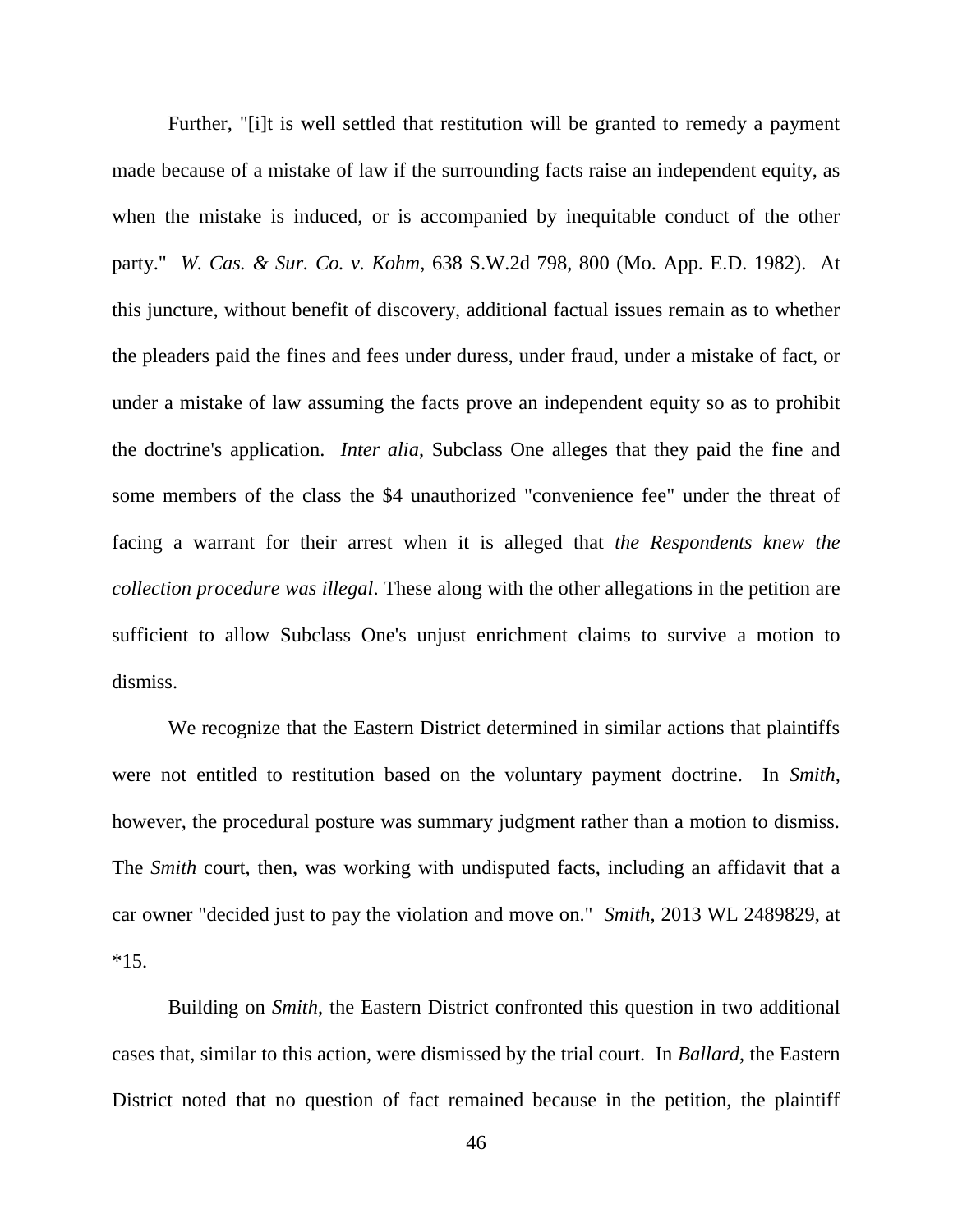Further, "[i]t is well settled that restitution will be granted to remedy a payment made because of a mistake of law if the surrounding facts raise an independent equity, as when the mistake is induced, or is accompanied by inequitable conduct of the other party." *W. Cas. & Sur. Co. v. Kohm*, 638 S.W.2d 798, 800 (Mo. App. E.D. 1982). At this juncture, without benefit of discovery, additional factual issues remain as to whether the pleaders paid the fines and fees under duress, under fraud, under a mistake of fact, or under a mistake of law assuming the facts prove an independent equity so as to prohibit the doctrine's application. *Inter alia*, Subclass One alleges that they paid the fine and some members of the class the $4 unauthorized "convenience fee" under the threat of facing a warrant for their arrest when it is alleged that *the Respondents knew the collection procedure was illegal*. These along with the other allegations in the petition are sufficient to allow Subclass One's unjust enrichment claims to survive a motion to dismiss.

We recognize that the Eastern District determined in similar actions that plaintiffs were not entitled to restitution based on the voluntary payment doctrine. In *Smith*, however, the procedural posture was summary judgment rather than a motion to dismiss. The *Smith* court, then, was working with undisputed facts, including an affidavit that a car owner "decided just to pay the violation and move on." *Smith*, 2013 WL 2489829, at *15.

Building on *Smith*, the Eastern District confronted this question in two additional cases that, similar to this action, were dismissed by the trial court. In *Ballard*, the Eastern District noted that no question of fact remained because in the petition, the plaintiff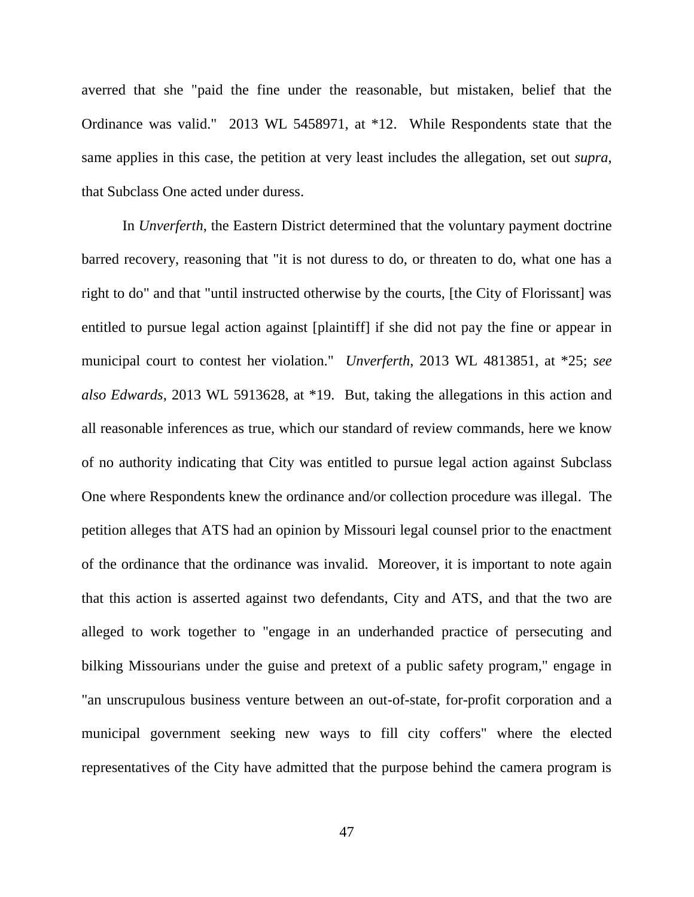averred that she "paid the fine under the reasonable, but mistaken, belief that the Ordinance was valid." 2013 WL 5458971, at *12. While Respondents state that the same applies in this case, the petition at very least includes the allegation, set out *supra*, that Subclass One acted under duress.

In *Unverferth*, the Eastern District determined that the voluntary payment doctrine barred recovery, reasoning that "it is not duress to do, or threaten to do, what one has a right to do" and that "until instructed otherwise by the courts, [the City of Florissant] was entitled to pursue legal action against [plaintiff] if she did not pay the fine or appear in municipal court to contest her violation." *Unverferth*, 2013 WL 4813851, at *25; *see also Edwards*, 2013 WL 5913628, at *19. But, taking the allegations in this action and all reasonable inferences as true, which our standard of review commands, here we know of no authority indicating that City was entitled to pursue legal action against Subclass One where Respondents knew the ordinance and/or collection procedure was illegal. The petition alleges that ATS had an opinion by Missouri legal counsel prior to the enactment of the ordinance that the ordinance was invalid. Moreover, it is important to note again that this action is asserted against two defendants, City and ATS, and that the two are alleged to work together to "engage in an underhanded practice of persecuting and bilking Missourians under the guise and pretext of a public safety program," engage in "an unscrupulous business venture between an out-of-state, for-profit corporation and a municipal government seeking new ways to fill city coffers" where the elected representatives of the City have admitted that the purpose behind the camera program is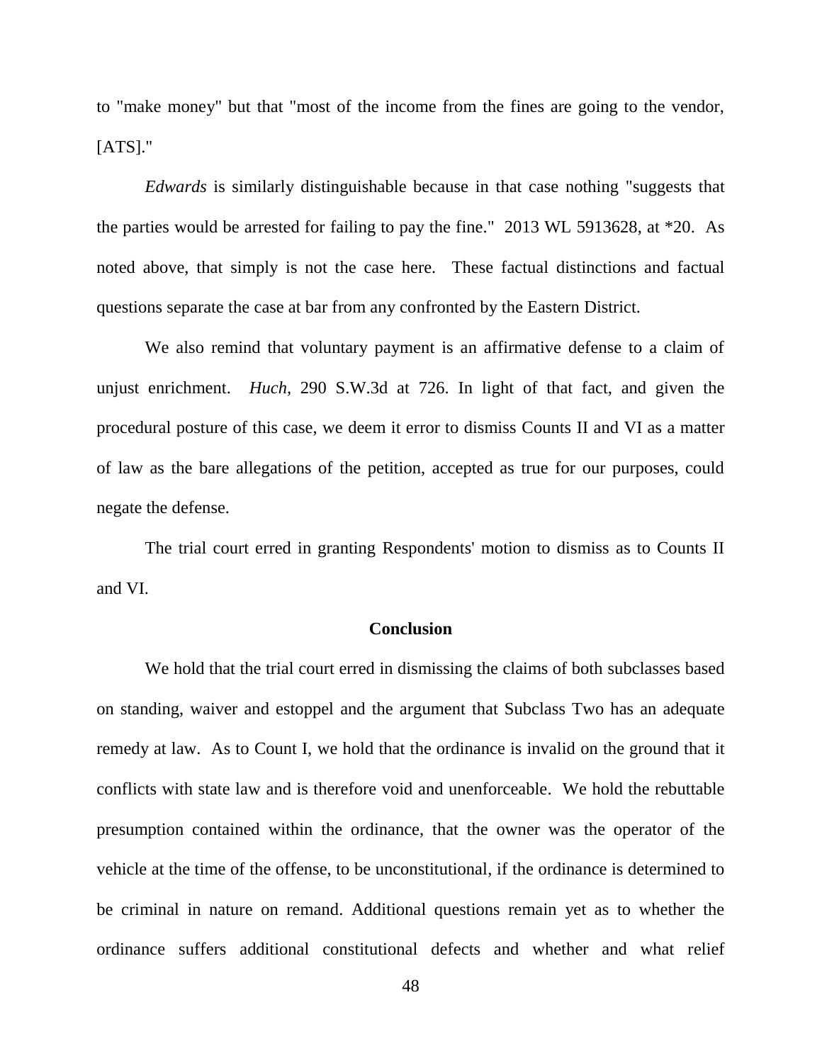to "make money" but that "most of the income from the fines are going to the vendor, [ATS]."

*Edwards* is similarly distinguishable because in that case nothing "suggests that the parties would be arrested for failing to pay the fine." 2013 WL 5913628, at *20. As noted above, that simply is not the case here. These factual distinctions and factual questions separate the case at bar from any confronted by the Eastern District.

We also remind that voluntary payment is an affirmative defense to a claim of unjust enrichment. *Huch*, 290 S.W.3d at 726. In light of that fact, and given the procedural posture of this case, we deem it error to dismiss Counts II and VI as a matter of law as the bare allegations of the petition, accepted as true for our purposes, could negate the defense.

The trial court erred in granting Respondents' motion to dismiss as to Counts II and VI.

## Conclusion

We hold that the trial court erred in dismissing the claims of both subclasses based on standing, waiver and estoppel and the argument that Subclass Two has an adequate remedy at law. As to Count I, we hold that the ordinance is invalid on the ground that it conflicts with state law and is therefore void and unenforceable. We hold the rebuttable presumption contained within the ordinance, that the owner was the operator of the vehicle at the time of the offense, to be unconstitutional, if the ordinance is determined to be criminal in nature on remand. Additional questions remain yet as to whether the ordinance suffers additional constitutional defects and whether and what relief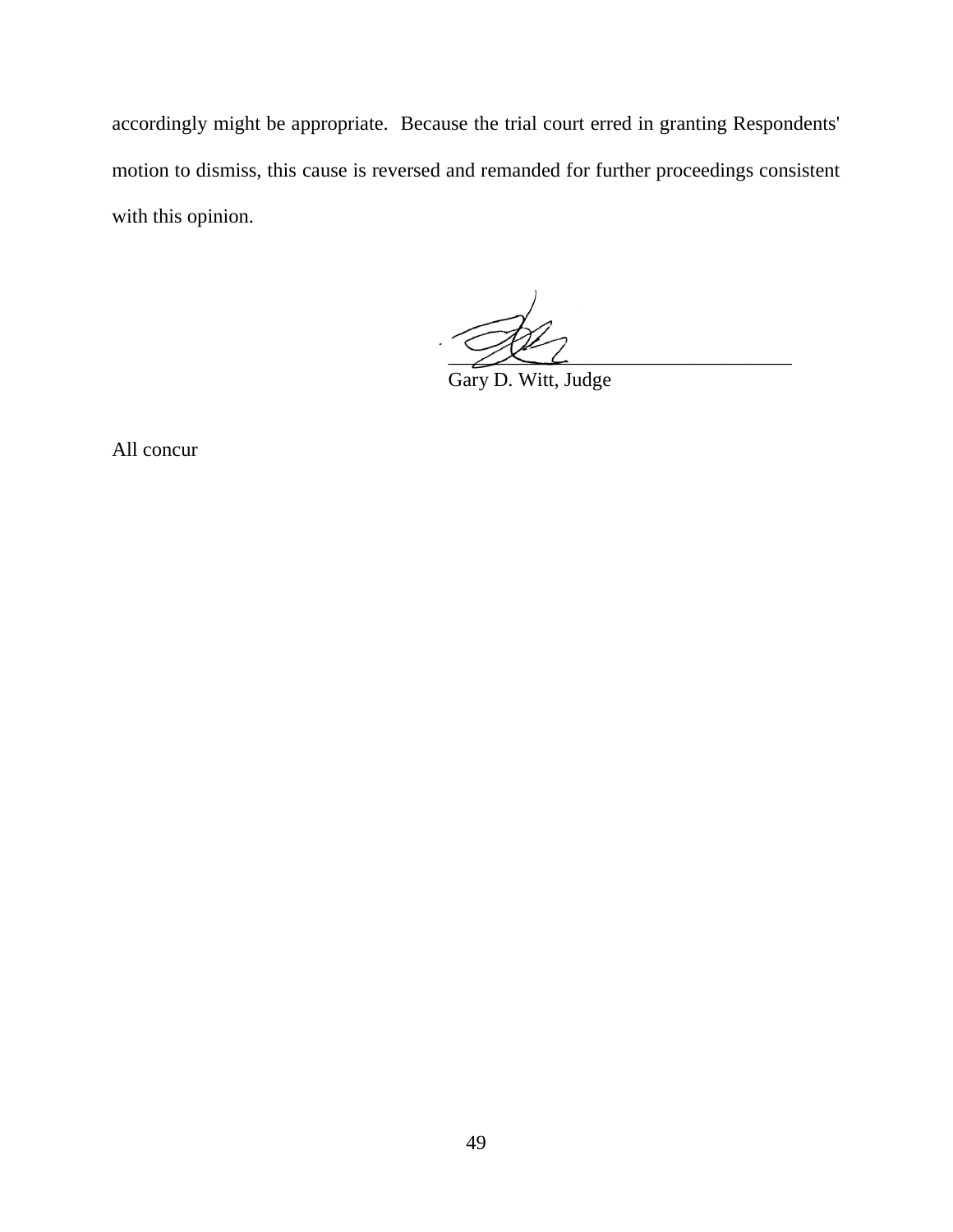accordingly might be appropriate. Because the trial court erred in granting Respondents' motion to dismiss, this cause is reversed and remanded for further proceedings consistent with this opinion.

Gary D. Witt, Judge

All concur